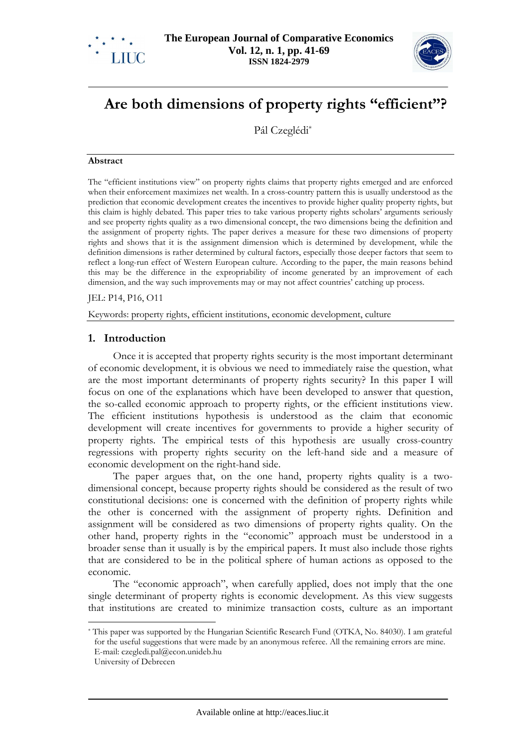# Are both dimensions of property rights "efficient"?

Pál Czeglédi*

**Abstract**

The "efficient institutions view" on property rights claims that property rights emerged and are enforced when their enforcement maximizes net wealth. In a cross-country pattern this is usually understood as the prediction that economic development creates the incentives to provide higher quality property rights, but this claim is highly debated. This paper tries to take various property rights scholars' arguments seriously and see property rights quality as a two dimensional concept, the two dimensions being the definition and the assignment of property rights. The paper derives a measure for these two dimensions of property rights and shows that it is the assignment dimension which is determined by development, while the definition dimensions is rather determined by cultural factors, especially those deeper factors that seem to reflect a long-run effect of Western European culture. According to the paper, the main reasons behind this may be the difference in the expropriability of income generated by an improvement of each dimension, and the way such improvements may or may not affect countries' catching up process.

JEL: P14, P16, O11

Keywords: property rights, efficient institutions, economic development, culture

## 1. Introduction

Once it is accepted that property rights security is the most important determinant of economic development, it is obvious we need to immediately raise the question, what are the most important determinants of property rights security? In this paper I will focus on one of the explanations which have been developed to answer that question, the so-called economic approach to property rights, or the efficient institutions view. The efficient institutions hypothesis is understood as the claim that economic development will create incentives for governments to provide a higher security of property rights. The empirical tests of this hypothesis are usually cross-country regressions with property rights security on the left-hand side and a measure of economic development on the right-hand side.

The paper argues that, on the one hand, property rights quality is a two-dimensional concept, because property rights should be considered as the result of two constitutional decisions: one is concerned with the definition of property rights while the other is concerned with the assignment of property rights. Definition and assignment will be considered as two dimensions of property rights quality. On the other hand, property rights in the "economic" approach must be understood in a broader sense than it usually is by the empirical papers. It must also include those rights that are considered to be in the political sphere of human actions as opposed to the economic.

The "economic approach", when carefully applied, does not imply that the one single determinant of property rights is economic development. As this view suggests that institutions are created to minimize transaction costs, culture as an important

---

* This paper was supported by the Hungarian Scientific Research Fund (OTKA, No. 84030). I am grateful for the useful suggestions that were made by an anonymous referee. All the remaining errors are mine.
E-mail: czegledi.pal@econ.unideb.hu
University of Debrecen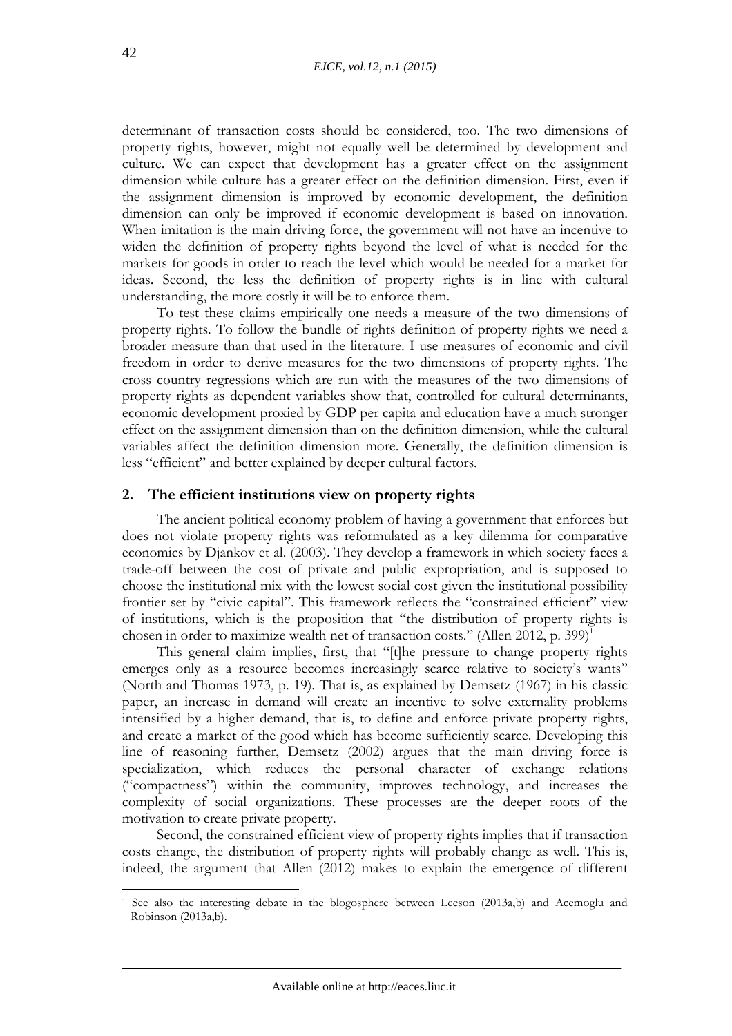determinant of transaction costs should be considered, too. The two dimensions of property rights, however, might not equally well be determined by development and culture. We can expect that development has a greater effect on the assignment dimension while culture has a greater effect on the definition dimension. First, even if the assignment dimension is improved by economic development, the definition dimension can only be improved if economic development is based on innovation. When imitation is the main driving force, the government will not have an incentive to widen the definition of property rights beyond the level of what is needed for the markets for goods in order to reach the level which would be needed for a market for ideas. Second, the less the definition of property rights is in line with cultural understanding, the more costly it will be to enforce them.

To test these claims empirically one needs a measure of the two dimensions of property rights. To follow the bundle of rights definition of property rights we need a broader measure than that used in the literature. I use measures of economic and civil freedom in order to derive measures for the two dimensions of property rights. The cross country regressions which are run with the measures of the two dimensions of property rights as dependent variables show that, controlled for cultural determinants, economic development proxied by GDP per capita and education have a much stronger effect on the assignment dimension than on the definition dimension, while the cultural variables affect the definition dimension more. Generally, the definition dimension is less "efficient" and better explained by deeper cultural factors.

## 2. The efficient institutions view on property rights

The ancient political economy problem of having a government that enforces but does not violate property rights was reformulated as a key dilemma for comparative economics by Djankov et al. (2003). They develop a framework in which society faces a trade-off between the cost of private and public expropriation, and is supposed to choose the institutional mix with the lowest social cost given the institutional possibility frontier set by "civic capital". This framework reflects the "constrained efficient" view of institutions, which is the proposition that "the distribution of property rights is chosen in order to maximize wealth net of transaction costs." (Allen 2012, p. 399)[1]

This general claim implies, first, that "[t]he pressure to change property rights emerges only as a resource becomes increasingly scarce relative to society's wants" (North and Thomas 1973, p. 19). That is, as explained by Demsetz (1967) in his classic paper, an increase in demand will create an incentive to solve externality problems intensified by a higher demand, that is, to define and enforce private property rights, and create a market of the good which has become sufficiently scarce. Developing this line of reasoning further, Demsetz (2002) argues that the main driving force is specialization, which reduces the personal character of exchange relations ("compactness") within the community, improves technology, and increases the complexity of social organizations. These processes are the deeper roots of the motivation to create private property.

Second, the constrained efficient view of property rights implies that if transaction costs change, the distribution of property rights will probably change as well. This is, indeed, the argument that Allen (2012) makes to explain the emergence of different

[1] See also the interesting debate in the blogosphere between Leeson (2013a,b) and Acemoglu and Robinson (2013a,b).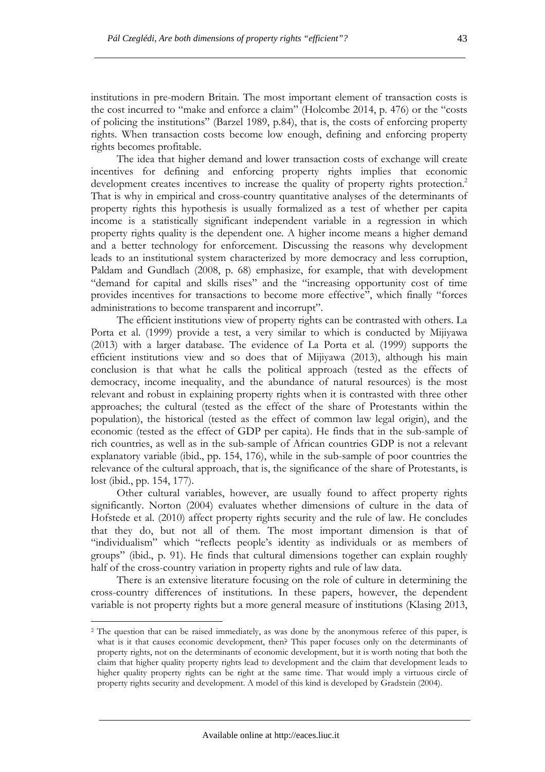institutions in pre-modern Britain. The most important element of transaction costs is the cost incurred to "make and enforce a claim" (Holcombe 2014, p. 476) or the "costs of policing the institutions" (Barzel 1989, p.84), that is, the costs of enforcing property rights. When transaction costs become low enough, defining and enforcing property rights becomes profitable.

The idea that higher demand and lower transaction costs of exchange will create incentives for defining and enforcing property rights implies that economic development creates incentives to increase the quality of property rights protection.[2] That is why in empirical and cross-country quantitative analyses of the determinants of property rights this hypothesis is usually formalized as a test of whether per capita income is a statistically significant independent variable in a regression in which property rights quality is the dependent one. A higher income means a higher demand and a better technology for enforcement. Discussing the reasons why development leads to an institutional system characterized by more democracy and less corruption, Paldam and Gundlach (2008, p. 68) emphasize, for example, that with development "demand for capital and skills rises" and the "increasing opportunity cost of time provides incentives for transactions to become more effective", which finally "forces administrations to become transparent and incorrupt".

The efficient institutions view of property rights can be contrasted with others. La Porta et al. (1999) provide a test, a very similar to which is conducted by Mijiyawa (2013) with a larger database. The evidence of La Porta et al. (1999) supports the efficient institutions view and so does that of Mijiyawa (2013), although his main conclusion is that what he calls the political approach (tested as the effects of democracy, income inequality, and the abundance of natural resources) is the most relevant and robust in explaining property rights when it is contrasted with three other approaches; the cultural (tested as the effect of the share of Protestants within the population), the historical (tested as the effect of common law legal origin), and the economic (tested as the effect of GDP per capita). He finds that in the sub-sample of rich countries, as well as in the sub-sample of African countries GDP is not a relevant explanatory variable (ibid., pp. 154, 176), while in the sub-sample of poor countries the relevance of the cultural approach, that is, the significance of the share of Protestants, is lost (ibid., pp. 154, 177).

Other cultural variables, however, are usually found to affect property rights significantly. Norton (2004) evaluates whether dimensions of culture in the data of Hofstede et al. (2010) affect property rights security and the rule of law. He concludes that they do, but not all of them. The most important dimension is that of "individualism" which "reflects people's identity as individuals or as members of groups" (ibid., p. 91). He finds that cultural dimensions together can explain roughly half of the cross-country variation in property rights and rule of law data.

There is an extensive literature focusing on the role of culture in determining the cross-country differences of institutions. In these papers, however, the dependent variable is not property rights but a more general measure of institutions (Klasing 2013,

[2] The question that can be raised immediately, as was done by the anonymous referee of this paper, is what is it that causes economic development, then? This paper focuses only on the determinants of property rights, not on the determinants of economic development, but it is worth noting that both the claim that higher quality property rights lead to development and the claim that development leads to higher quality property rights can be right at the same time. That would imply a virtuous circle of property rights security and development. A model of this kind is developed by Gradstein (2004).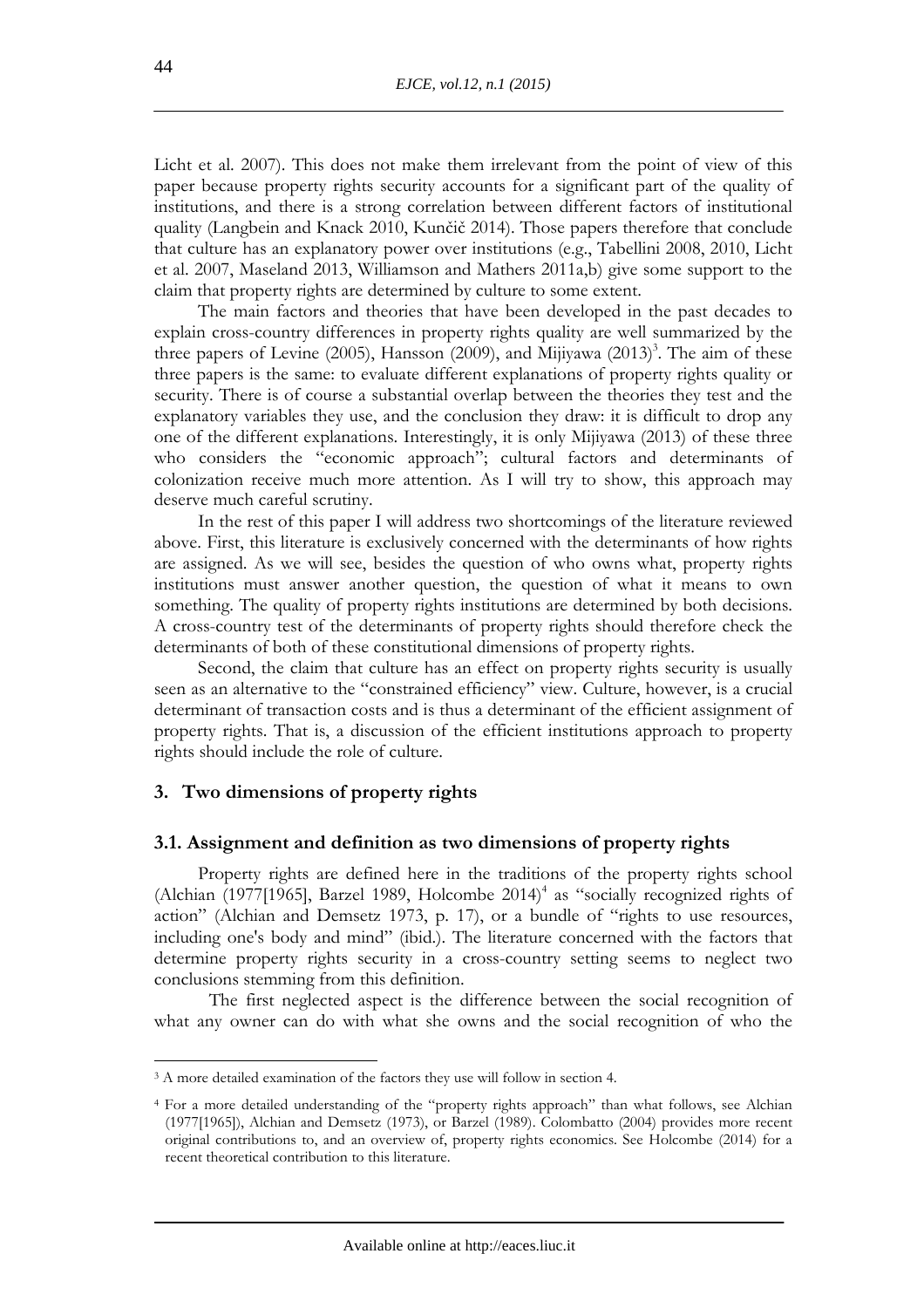Licht et al. 2007). This does not make them irrelevant from the point of view of this paper because property rights security accounts for a significant part of the quality of institutions, and there is a strong correlation between different factors of institutional quality (Langbein and Knack 2010, Kunčič 2014). Those papers therefore that conclude that culture has an explanatory power over institutions (e.g., Tabellini 2008, 2010, Licht et al. 2007, Maseland 2013, Williamson and Mathers 2011a,b) give some support to the claim that property rights are determined by culture to some extent.

The main factors and theories that have been developed in the past decades to explain cross-country differences in property rights quality are well summarized by the three papers of Levine (2005), Hansson (2009), and Mijiyawa (2013)[3]. The aim of these three papers is the same: to evaluate different explanations of property rights quality or security. There is of course a substantial overlap between the theories they test and the explanatory variables they use, and the conclusion they draw: it is difficult to drop any one of the different explanations. Interestingly, it is only Mijiyawa (2013) of these three who considers the "economic approach"; cultural factors and determinants of colonization receive much more attention. As I will try to show, this approach may deserve much careful scrutiny.

In the rest of this paper I will address two shortcomings of the literature reviewed above. First, this literature is exclusively concerned with the determinants of how rights are assigned. As we will see, besides the question of who owns what, property rights institutions must answer another question, the question of what it means to own something. The quality of property rights institutions are determined by both decisions. A cross-country test of the determinants of property rights should therefore check the determinants of both of these constitutional dimensions of property rights.

Second, the claim that culture has an effect on property rights security is usually seen as an alternative to the "constrained efficiency" view. Culture, however, is a crucial determinant of transaction costs and is thus a determinant of the efficient assignment of property rights. That is, a discussion of the efficient institutions approach to property rights should include the role of culture.

## 3. Two dimensions of property rights

### 3.1. Assignment and definition as two dimensions of property rights

Property rights are defined here in the traditions of the property rights school (Alchian (1977[1965], Barzel 1989, Holcombe 2014)[4] as "socially recognized rights of action" (Alchian and Demsetz 1973, p. 17), or a bundle of "rights to use resources, including one's body and mind" (ibid.). The literature concerned with the factors that determine property rights security in a cross-country setting seems to neglect two conclusions stemming from this definition.

The first neglected aspect is the difference between the social recognition of what any owner can do with what she owns and the social recognition of who the

[3] A more detailed examination of the factors they use will follow in section 4.

[4] For a more detailed understanding of the "property rights approach" than what follows, see Alchian (1977[1965]), Alchian and Demsetz (1973), or Barzel (1989). Colombatto (2004) provides more recent original contributions to, and an overview of, property rights economics. See Holcombe (2014) for a recent theoretical contribution to this literature.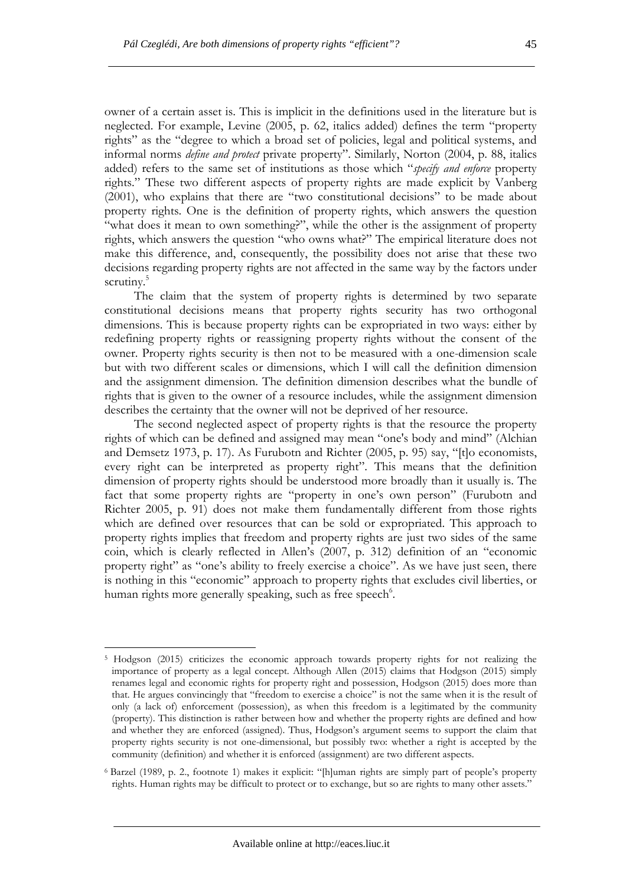owner of a certain asset is. This is implicit in the definitions used in the literature but is neglected. For example, Levine (2005, p. 62, italics added) defines the term "property rights" as the "degree to which a broad set of policies, legal and political systems, and informal norms *define and protect* private property". Similarly, Norton (2004, p. 88, italics added) refers to the same set of institutions as those which "*specify and enforce* property rights." These two different aspects of property rights are made explicit by Vanberg (2001), who explains that there are "two constitutional decisions" to be made about property rights. One is the definition of property rights, which answers the question "what does it mean to own something?", while the other is the assignment of property rights, which answers the question "who owns what?" The empirical literature does not make this difference, and, consequently, the possibility does not arise that these two decisions regarding property rights are not affected in the same way by the factors under scrutiny.[5]

The claim that the system of property rights is determined by two separate constitutional decisions means that property rights security has two orthogonal dimensions. This is because property rights can be expropriated in two ways: either by redefining property rights or reassigning property rights without the consent of the owner. Property rights security is then not to be measured with a one-dimension scale but with two different scales or dimensions, which I will call the definition dimension and the assignment dimension. The definition dimension describes what the bundle of rights that is given to the owner of a resource includes, while the assignment dimension describes the certainty that the owner will not be deprived of her resource.

The second neglected aspect of property rights is that the resource the property rights of which can be defined and assigned may mean "one's body and mind" (Alchian and Demsetz 1973, p. 17). As Furubotn and Richter (2005, p. 95) say, "[t]o economists, every right can be interpreted as property right". This means that the definition dimension of property rights should be understood more broadly than it usually is. The fact that some property rights are "property in one's own person" (Furubotn and Richter 2005, p. 91) does not make them fundamentally different from those rights which are defined over resources that can be sold or expropriated. This approach to property rights implies that freedom and property rights are just two sides of the same coin, which is clearly reflected in Allen's (2007, p. 312) definition of an "economic property right" as "one's ability to freely exercise a choice". As we have just seen, there is nothing in this "economic" approach to property rights that excludes civil liberties, or human rights more generally speaking, such as free speech[6].

---

[5] Hodgson (2015) criticizes the economic approach towards property rights for not realizing the importance of property as a legal concept. Although Allen (2015) claims that Hodgson (2015) simply renames legal and economic rights for property right and possession, Hodgson (2015) does more than that. He argues convincingly that "freedom to exercise a choice" is not the same when it is the result of only (a lack of) enforcement (possession), as when this freedom is a legitimated by the community (property). This distinction is rather between how and whether the property rights are defined and how and whether they are enforced (assigned). Thus, Hodgson's argument seems to support the claim that property rights security is not one-dimensional, but possibly two: whether a right is accepted by the community (definition) and whether it is enforced (assignment) are two different aspects.

[6] Barzel (1989, p. 2., footnote 1) makes it explicit: "[h]uman rights are simply part of people's property rights. Human rights may be difficult to protect or to exchange, but so are rights to many other assets."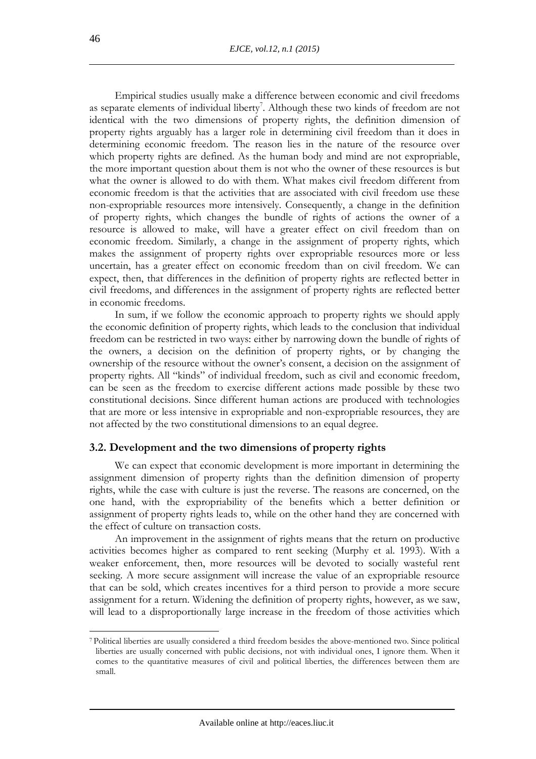Empirical studies usually make a difference between economic and civil freedoms as separate elements of individual liberty[7]. Although these two kinds of freedom are not identical with the two dimensions of property rights, the definition dimension of property rights arguably has a larger role in determining civil freedom than it does in determining economic freedom. The reason lies in the nature of the resource over which property rights are defined. As the human body and mind are not expropriable, the more important question about them is not who the owner of these resources is but what the owner is allowed to do with them. What makes civil freedom different from economic freedom is that the activities that are associated with civil freedom use these non-expropriable resources more intensively. Consequently, a change in the definition of property rights, which changes the bundle of rights of actions the owner of a resource is allowed to make, will have a greater effect on civil freedom than on economic freedom. Similarly, a change in the assignment of property rights, which makes the assignment of property rights over expropriable resources more or less uncertain, has a greater effect on economic freedom than on civil freedom. We can expect, then, that differences in the definition of property rights are reflected better in civil freedoms, and differences in the assignment of property rights are reflected better in economic freedoms.

In sum, if we follow the economic approach to property rights we should apply the economic definition of property rights, which leads to the conclusion that individual freedom can be restricted in two ways: either by narrowing down the bundle of rights of the owners, a decision on the definition of property rights, or by changing the ownership of the resource without the owner's consent, a decision on the assignment of property rights. All "kinds" of individual freedom, such as civil and economic freedom, can be seen as the freedom to exercise different actions made possible by these two constitutional decisions. Since different human actions are produced with technologies that are more or less intensive in expropriable and non-expropriable resources, they are not affected by the two constitutional dimensions to an equal degree.

### 3.2. Development and the two dimensions of property rights

We can expect that economic development is more important in determining the assignment dimension of property rights than the definition dimension of property rights, while the case with culture is just the reverse. The reasons are concerned, on the one hand, with the expropriability of the benefits which a better definition or assignment of property rights leads to, while on the other hand they are concerned with the effect of culture on transaction costs.

An improvement in the assignment of rights means that the return on productive activities becomes higher as compared to rent seeking (Murphy et al. 1993). With a weaker enforcement, then, more resources will be devoted to socially wasteful rent seeking. A more secure assignment will increase the value of an expropriable resource that can be sold, which creates incentives for a third person to provide a more secure assignment for a return. Widening the definition of property rights, however, as we saw, will lead to a disproportionally large increase in the freedom of those activities which

---

[7] Political liberties are usually considered a third freedom besides the above-mentioned two. Since political liberties are usually concerned with public decisions, not with individual ones, I ignore them. When it comes to the quantitative measures of civil and political liberties, the differences between them are small.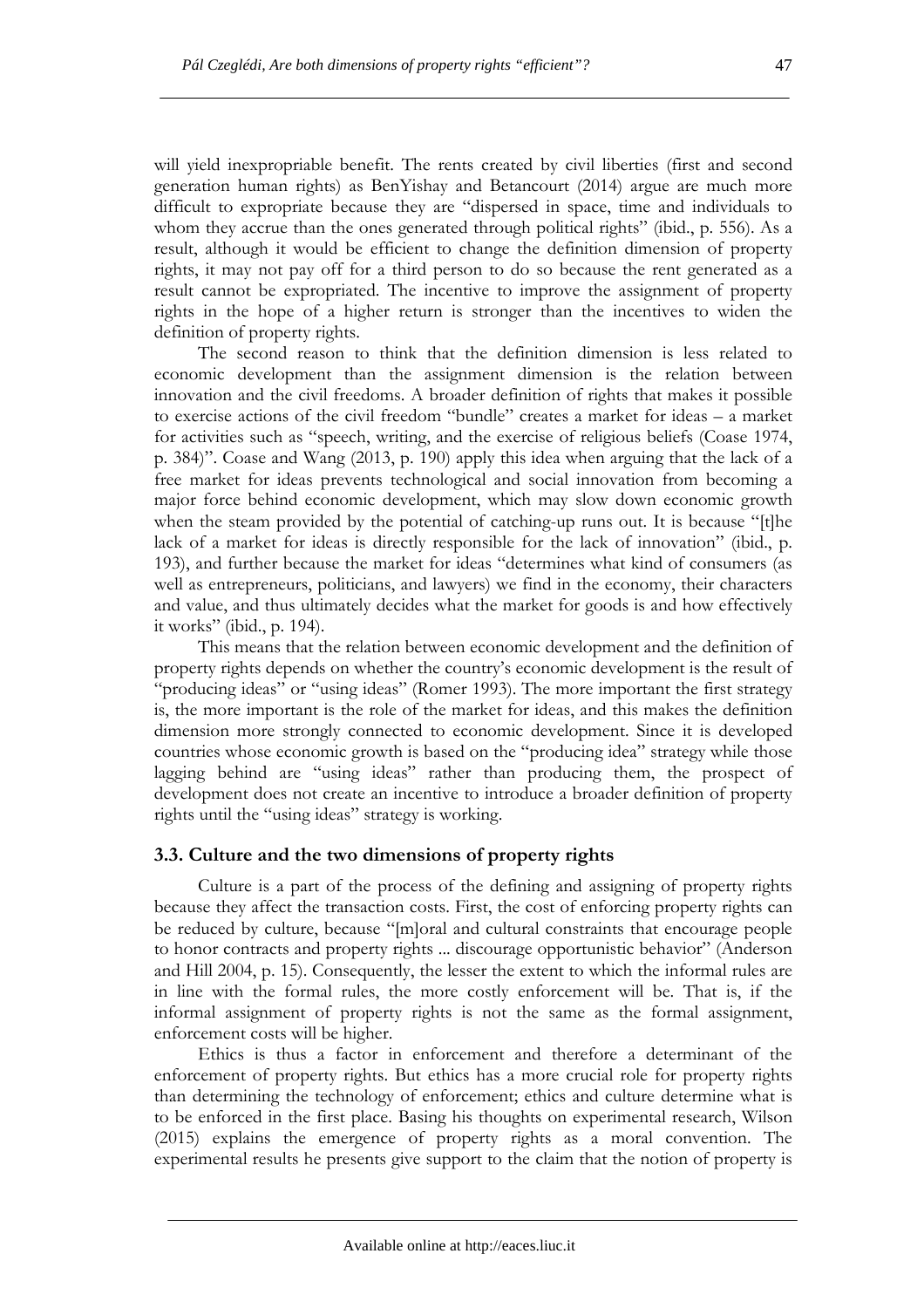will yield inexpropriable benefit. The rents created by civil liberties (first and second generation human rights) as BenYishay and Betancourt (2014) argue are much more difficult to expropriate because they are "dispersed in space, time and individuals to whom they accrue than the ones generated through political rights" (ibid., p. 556). As a result, although it would be efficient to change the definition dimension of property rights, it may not pay off for a third person to do so because the rent generated as a result cannot be expropriated. The incentive to improve the assignment of property rights in the hope of a higher return is stronger than the incentives to widen the definition of property rights.

The second reason to think that the definition dimension is less related to economic development than the assignment dimension is the relation between innovation and the civil freedoms. A broader definition of rights that makes it possible to exercise actions of the civil freedom "bundle" creates a market for ideas – a market for activities such as "speech, writing, and the exercise of religious beliefs (Coase 1974, p. 384)". Coase and Wang (2013, p. 190) apply this idea when arguing that the lack of a free market for ideas prevents technological and social innovation from becoming a major force behind economic development, which may slow down economic growth when the steam provided by the potential of catching-up runs out. It is because "[t]he lack of a market for ideas is directly responsible for the lack of innovation" (ibid., p. 193), and further because the market for ideas "determines what kind of consumers (as well as entrepreneurs, politicians, and lawyers) we find in the economy, their characters and value, and thus ultimately decides what the market for goods is and how effectively it works" (ibid., p. 194).

This means that the relation between economic development and the definition of property rights depends on whether the country's economic development is the result of "producing ideas" or "using ideas" (Romer 1993). The more important the first strategy is, the more important is the role of the market for ideas, and this makes the definition dimension more strongly connected to economic development. Since it is developed countries whose economic growth is based on the "producing idea" strategy while those lagging behind are "using ideas" rather than producing them, the prospect of development does not create an incentive to introduce a broader definition of property rights until the "using ideas" strategy is working.

### 3.3. Culture and the two dimensions of property rights

Culture is a part of the process of the defining and assigning of property rights because they affect the transaction costs. First, the cost of enforcing property rights can be reduced by culture, because "[m]oral and cultural constraints that encourage people to honor contracts and property rights ... discourage opportunistic behavior" (Anderson and Hill 2004, p. 15). Consequently, the lesser the extent to which the informal rules are in line with the formal rules, the more costly enforcement will be. That is, if the informal assignment of property rights is not the same as the formal assignment, enforcement costs will be higher.

Ethics is thus a factor in enforcement and therefore a determinant of the enforcement of property rights. But ethics has a more crucial role for property rights than determining the technology of enforcement; ethics and culture determine what is to be enforced in the first place. Basing his thoughts on experimental research, Wilson (2015) explains the emergence of property rights as a moral convention. The experimental results he presents give support to the claim that the notion of property is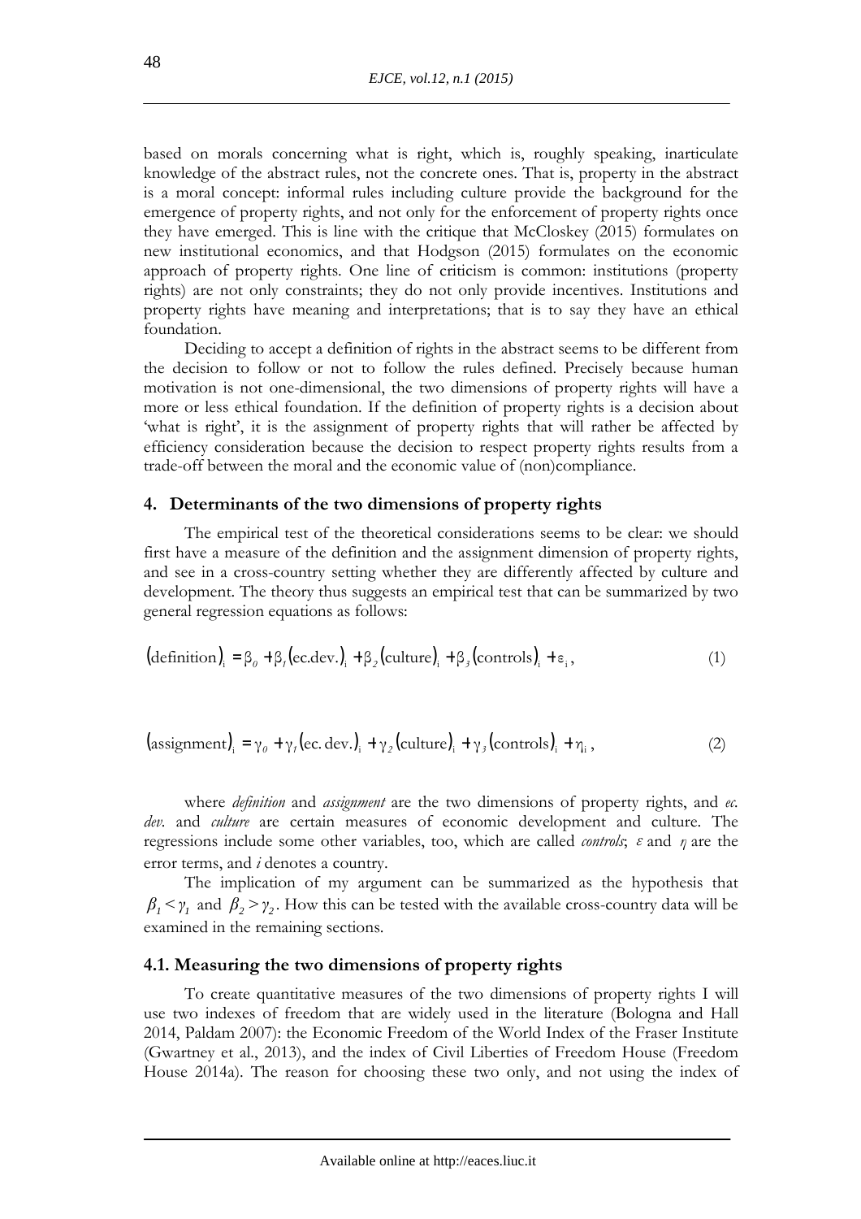based on morals concerning what is right, which is, roughly speaking, inarticulate knowledge of the abstract rules, not the concrete ones. That is, property in the abstract is a moral concept: informal rules including culture provide the background for the emergence of property rights, and not only for the enforcement of property rights once they have emerged. This is line with the critique that McCloskey (2015) formulates on new institutional economics, and that Hodgson (2015) formulates on the economic approach of property rights. One line of criticism is common: institutions (property rights) are not only constraints; they do not only provide incentives. Institutions and property rights have meaning and interpretations; that is to say they have an ethical foundation.

Deciding to accept a definition of rights in the abstract seems to be different from the decision to follow or not to follow the rules defined. Precisely because human motivation is not one-dimensional, the two dimensions of property rights will have a more or less ethical foundation. If the definition of property rights is a decision about 'what is right', it is the assignment of property rights that will rather be affected by efficiency consideration because the decision to respect property rights results from a trade-off between the moral and the economic value of (non)compliance.

## 4. Determinants of the two dimensions of property rights

The empirical test of the theoretical considerations seems to be clear: we should first have a measure of the definition and the assignment dimension of property rights, and see in a cross-country setting whether they are differently affected by culture and development. The theory thus suggests an empirical test that can be summarized by two general regression equations as follows:

$$(\text{definition})_i = \beta_0 + \beta_1(\text{ec.dev.})_i + \beta_2(\text{culture})_i + \beta_3(\text{controls})_i + \varepsilon_i, \tag{1}$$

$$(\text{assignment})_i = \gamma_0 + \gamma_1(\text{ec. dev.})_i + \gamma_2(\text{culture})_i + \gamma_3(\text{controls})_i + \eta_i, \tag{2}$$

where *definition* and *assignment* are the two dimensions of property rights, and *ec. dev.* and *culture* are certain measures of economic development and culture. The regressions include some other variables, too, which are called *controls*; $\varepsilon$ and $\eta$ are the error terms, and $i$ denotes a country.

The implication of my argument can be summarized as the hypothesis that $\beta_1 < \gamma_1$ and $\beta_2 > \gamma_2$. How this can be tested with the available cross-country data will be examined in the remaining sections.

### 4.1. Measuring the two dimensions of property rights

To create quantitative measures of the two dimensions of property rights I will use two indexes of freedom that are widely used in the literature (Bologna and Hall 2014, Paldam 2007): the Economic Freedom of the World Index of the Fraser Institute (Gwartney et al., 2013), and the index of Civil Liberties of Freedom House (Freedom House 2014a). The reason for choosing these two only, and not using the index of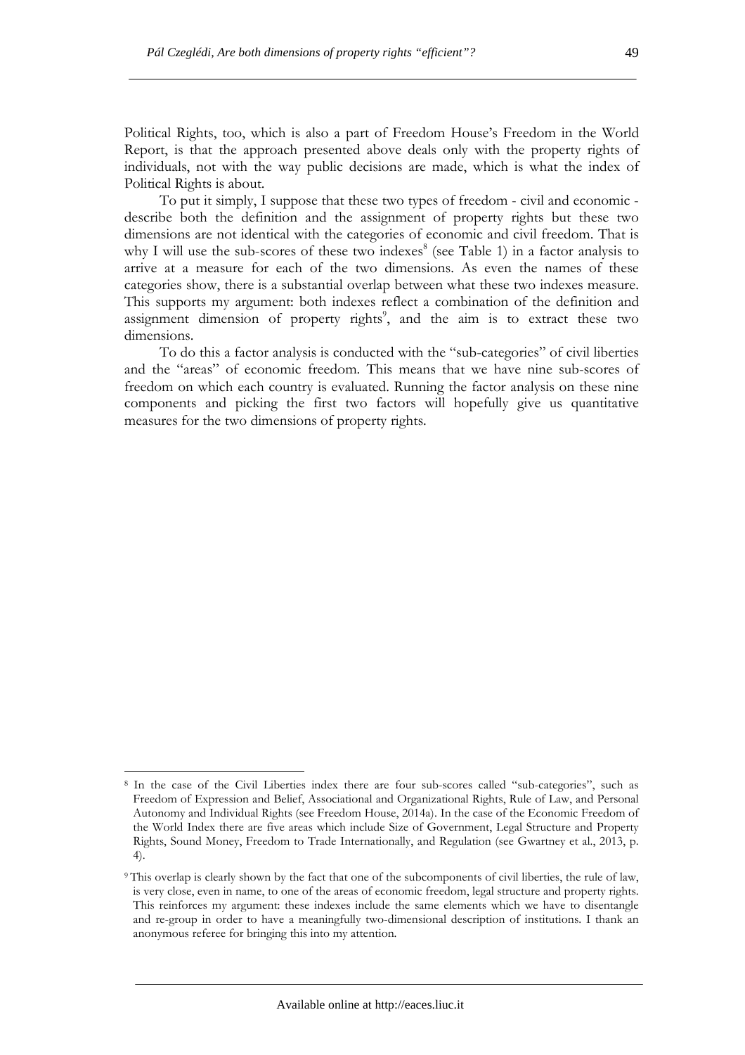Political Rights, too, which is also a part of Freedom House's Freedom in the World Report, is that the approach presented above deals only with the property rights of individuals, not with the way public decisions are made, which is what the index of Political Rights is about.

To put it simply, I suppose that these two types of freedom - civil and economic - describe both the definition and the assignment of property rights but these two dimensions are not identical with the categories of economic and civil freedom. That is why I will use the sub-scores of these two indexes[8] (see Table 1) in a factor analysis to arrive at a measure for each of the two dimensions. As even the names of these categories show, there is a substantial overlap between what these two indexes measure. This supports my argument: both indexes reflect a combination of the definition and assignment dimension of property rights[9], and the aim is to extract these two dimensions.

To do this a factor analysis is conducted with the "sub-categories" of civil liberties and the "areas" of economic freedom. This means that we have nine sub-scores of freedom on which each country is evaluated. Running the factor analysis on these nine components and picking the first two factors will hopefully give us quantitative measures for the two dimensions of property rights.

---

[8] In the case of the Civil Liberties index there are four sub-scores called "sub-categories", such as Freedom of Expression and Belief, Associational and Organizational Rights, Rule of Law, and Personal Autonomy and Individual Rights (see Freedom House, 2014a). In the case of the Economic Freedom of the World Index there are five areas which include Size of Government, Legal Structure and Property Rights, Sound Money, Freedom to Trade Internationally, and Regulation (see Gwartney et al., 2013, p. 4).

[9] This overlap is clearly shown by the fact that one of the subcomponents of civil liberties, the rule of law, is very close, even in name, to one of the areas of economic freedom, legal structure and property rights. This reinforces my argument: these indexes include the same elements which we have to disentangle and re-group in order to have a meaningfully two-dimensional description of institutions. I thank an anonymous referee for bringing this into my attention.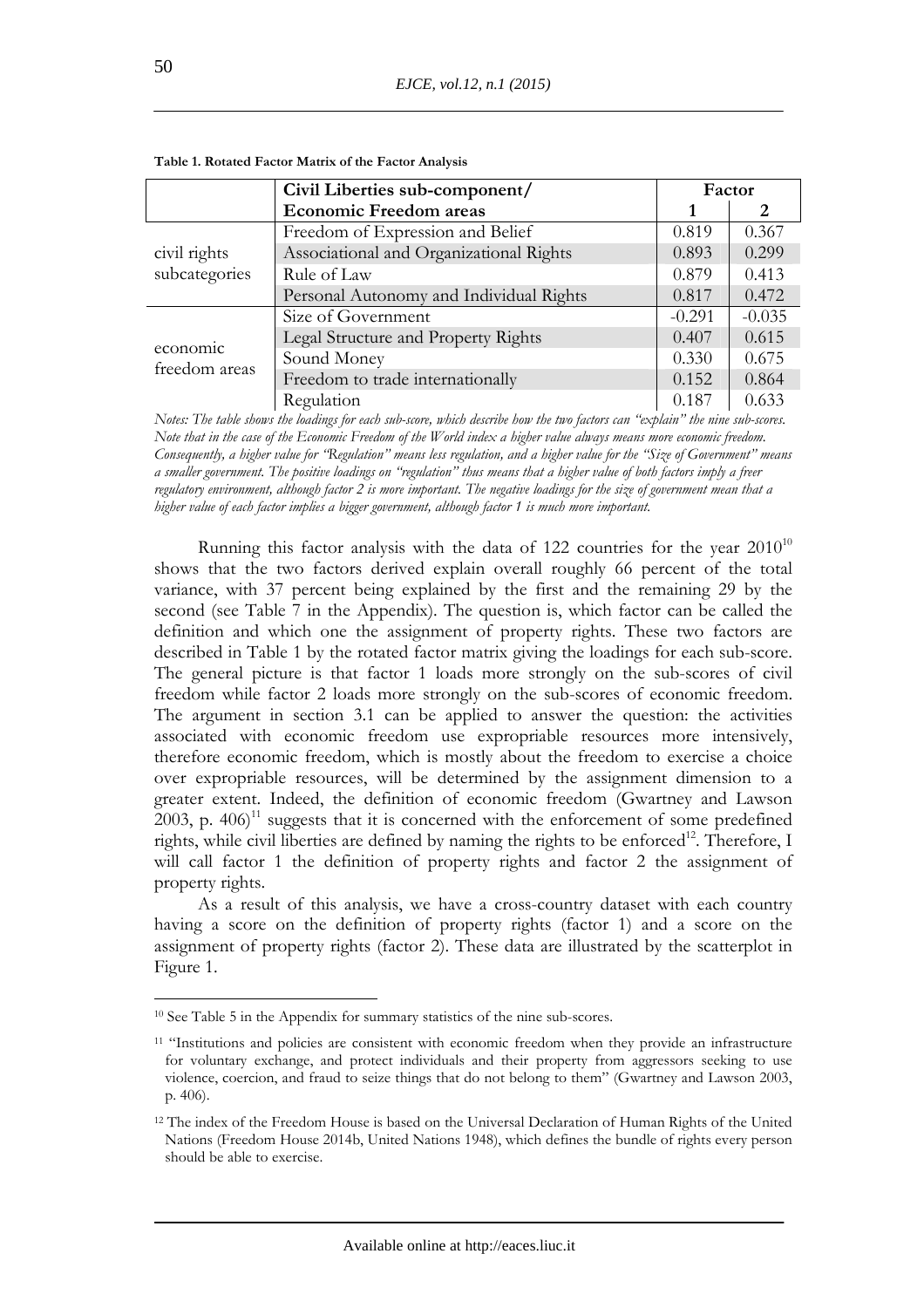**Table 1. Rotated Factor Matrix of the Factor Analysis**

| | Civil Liberties sub-component/ Economic Freedom areas | Factor 1 | Factor 2 |
|---|---|---|---|
| civil rights subcategories | Freedom of Expression and Belief | 0.819 | 0.367 |
| | Associational and Organizational Rights | 0.893 | 0.299 |
| | Rule of Law | 0.879 | 0.413 |
| | Personal Autonomy and Individual Rights | 0.817 | 0.472 |
| economic freedom areas | Size of Government | -0.291 | -0.035 |
| | Legal Structure and Property Rights | 0.407 | 0.615 |
| | Sound Money | 0.330 | 0.675 |
| | Freedom to trade internationally | 0.152 | 0.864 |
| | Regulation | 0.187 | 0.633 |

*Notes: The table shows the loadings for each sub-score, which describe how the two factors can "explain" the nine sub-scores. Note that in the case of the Economic Freedom of the World index a higher value always means more economic freedom. Consequently, a higher value for "Regulation" means less regulation, and a higher value for the "Size of Government" means a smaller government. The positive loadings on "regulation" thus means that a higher value of both factors imply a freer regulatory environment, although factor 2 is more important. The negative loadings for the size of government mean that a higher value of each factor implies a bigger government, although factor 1 is much more important.*

Running this factor analysis with the data of 122 countries for the year 2010[10] shows that the two factors derived explain overall roughly 66 percent of the total variance, with 37 percent being explained by the first and the remaining 29 by the second (see Table 7 in the Appendix). The question is, which factor can be called the definition and which one the assignment of property rights. These two factors are described in Table 1 by the rotated factor matrix giving the loadings for each sub-score. The general picture is that factor 1 loads more strongly on the sub-scores of civil freedom while factor 2 loads more strongly on the sub-scores of economic freedom. The argument in section 3.1 can be applied to answer the question: the activities associated with economic freedom use expropriable resources more intensively, therefore economic freedom, which is mostly about the freedom to exercise a choice over expropriable resources, will be determined by the assignment dimension to a greater extent. Indeed, the definition of economic freedom (Gwartney and Lawson 2003, p. 406)[11] suggests that it is concerned with the enforcement of some predefined rights, while civil liberties are defined by naming the rights to be enforced[12]. Therefore, I will call factor 1 the definition of property rights and factor 2 the assignment of property rights.

As a result of this analysis, we have a cross-country dataset with each country having a score on the definition of property rights (factor 1) and a score on the assignment of property rights (factor 2). These data are illustrated by the scatterplot in Figure 1.

---

[10] See Table 5 in the Appendix for summary statistics of the nine sub-scores.

[11] "Institutions and policies are consistent with economic freedom when they provide an infrastructure for voluntary exchange, and protect individuals and their property from aggressors seeking to use violence, coercion, and fraud to seize things that do not belong to them" (Gwartney and Lawson 2003, p. 406).

[12] The index of the Freedom House is based on the Universal Declaration of Human Rights of the United Nations (Freedom House 2014b, United Nations 1948), which defines the bundle of rights every person should be able to exercise.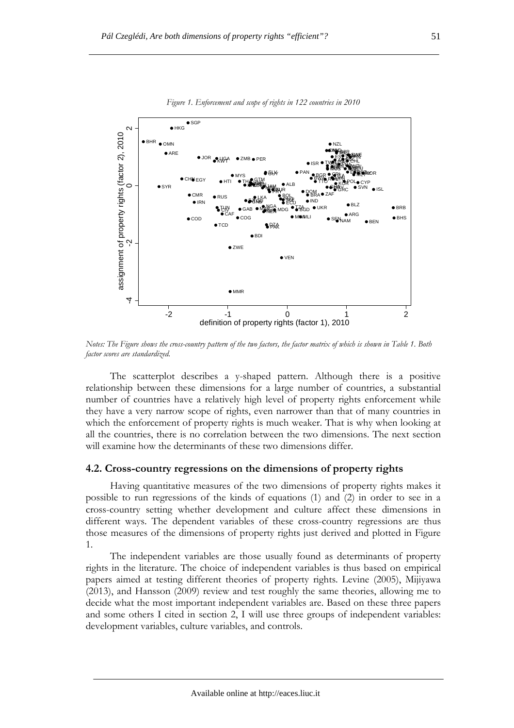*Figure 1. Enforcement and scope of rights in 122 countries in 2010*

*Notes: The Figure shows the cross-country pattern of the two factors, the factor matrix of which is shown in Table 1. Both factor scores are standardized.*

The scatterplot describes a y-shaped pattern. Although there is a positive relationship between these dimensions for a large number of countries, a substantial number of countries have a relatively high level of property rights enforcement while they have a very narrow scope of rights, even narrower than that of many countries in which the enforcement of property rights is much weaker. That is why when looking at all the countries, there is no correlation between the two dimensions. The next section will examine how the determinants of these two dimensions differ.

### 4.2. Cross-country regressions on the dimensions of property rights

Having quantitative measures of the two dimensions of property rights makes it possible to run regressions of the kinds of equations (1) and (2) in order to see in a cross-country setting whether development and culture affect these dimensions in different ways. The dependent variables of these cross-country regressions are thus those measures of the dimensions of property rights just derived and plotted in Figure 1.

The independent variables are those usually found as determinants of property rights in the literature. The choice of independent variables is thus based on empirical papers aimed at testing different theories of property rights. Levine (2005), Mijiyawa (2013), and Hansson (2009) review and test roughly the same theories, allowing me to decide what the most important independent variables are. Based on these three papers and some others I cited in section 2, I will use three groups of independent variables: development variables, culture variables, and controls.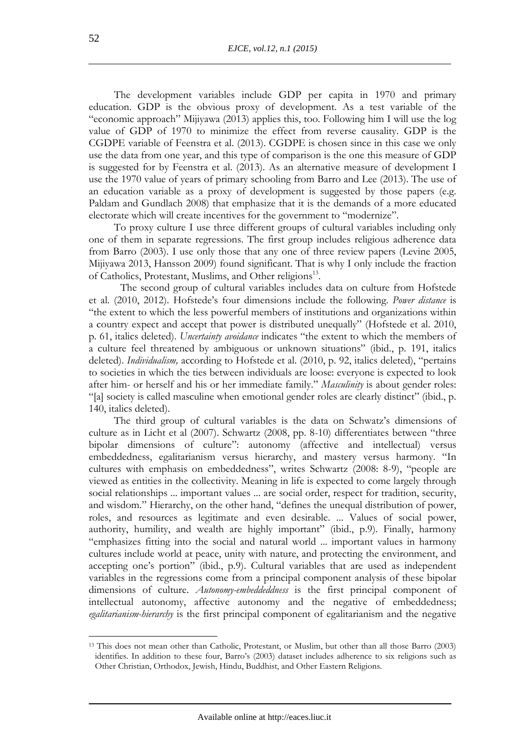The development variables include GDP per capita in 1970 and primary education. GDP is the obvious proxy of development. As a test variable of the "economic approach" Mijiyawa (2013) applies this, too. Following him I will use the log value of GDP of 1970 to minimize the effect from reverse causality. GDP is the CGDPE variable of Feenstra et al. (2013). CGDPE is chosen since in this case we only use the data from one year, and this type of comparison is the one this measure of GDP is suggested for by Feenstra et al. (2013). As an alternative measure of development I use the 1970 value of years of primary schooling from Barro and Lee (2013). The use of an education variable as a proxy of development is suggested by those papers (e.g. Paldam and Gundlach 2008) that emphasize that it is the demands of a more educated electorate which will create incentives for the government to "modernize".

To proxy culture I use three different groups of cultural variables including only one of them in separate regressions. The first group includes religious adherence data from Barro (2003). I use only those that any one of three review papers (Levine 2005, Mijiyawa 2013, Hansson 2009) found significant. That is why I only include the fraction of Catholics, Protestant, Muslims, and Other religions[13].

The second group of cultural variables includes data on culture from Hofstede et al. (2010, 2012). Hofstede's four dimensions include the following. *Power distance* is "the extent to which the less powerful members of institutions and organizations within a country expect and accept that power is distributed unequally" (Hofstede et al. 2010, p. 61, italics deleted). *Uncertainty avoidance* indicates "the extent to which the members of a culture feel threatened by ambiguous or unknown situations" (ibid., p. 191, italics deleted). *Individualism,* according to Hofstede et al. (2010, p. 92, italics deleted), "pertains to societies in which the ties between individuals are loose: everyone is expected to look after him- or herself and his or her immediate family." *Masculinity* is about gender roles: "[a] society is called masculine when emotional gender roles are clearly distinct" (ibid., p. 140, italics deleted).

The third group of cultural variables is the data on Schwatz's dimensions of culture as in Licht et al (2007). Schwartz (2008, pp. 8-10) differentiates between "three bipolar dimensions of culture": autonomy (affective and intellectual) versus embeddedness, egalitarianism versus hierarchy, and mastery versus harmony. "In cultures with emphasis on embeddedness", writes Schwartz (2008: 8-9), "people are viewed as entities in the collectivity. Meaning in life is expected to come largely through social relationships ... important values ... are social order, respect for tradition, security, and wisdom." Hierarchy, on the other hand, "defines the unequal distribution of power, roles, and resources as legitimate and even desirable. ... Values of social power, authority, humility, and wealth are highly important" (ibid., p.9). Finally, harmony "emphasizes fitting into the social and natural world ... important values in harmony cultures include world at peace, unity with nature, and protecting the environment, and accepting one's portion" (ibid., p.9). Cultural variables that are used as independent variables in the regressions come from a principal component analysis of these bipolar dimensions of culture. *Autonomy-embeddedness* is the first principal component of intellectual autonomy, affective autonomy and the negative of embeddedness; *egalitarianism-hierarchy* is the first principal component of egalitarianism and the negative

---

[13] This does not mean other than Catholic, Protestant, or Muslim, but other than all those Barro (2003) identifies. In addition to these four, Barro's (2003) dataset includes adherence to six religions such as Other Christian, Orthodox, Jewish, Hindu, Buddhist, and Other Eastern Religions.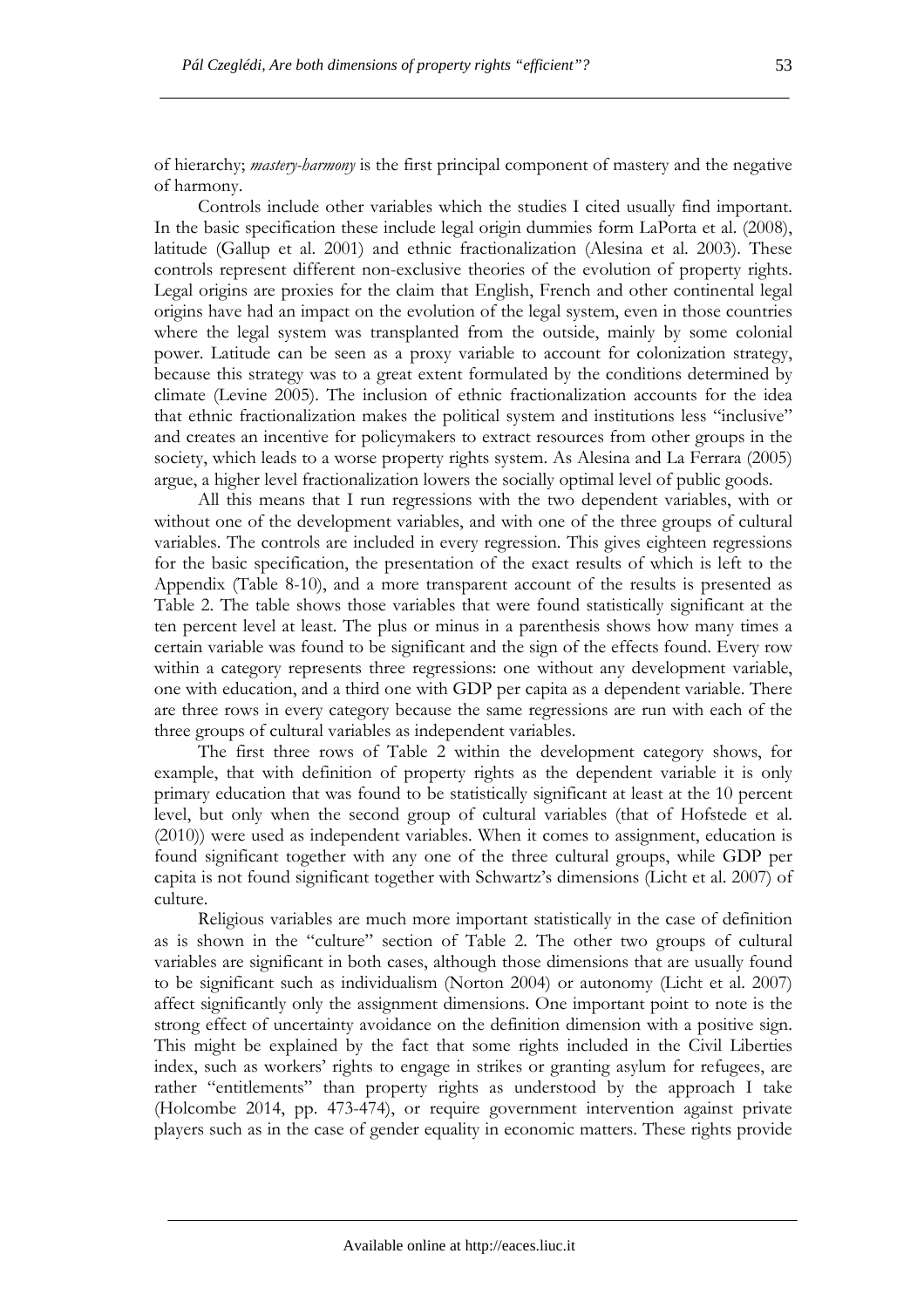of hierarchy; *mastery-harmony* is the first principal component of mastery and the negative of harmony.

Controls include other variables which the studies I cited usually find important. In the basic specification these include legal origin dummies form LaPorta et al. (2008), latitude (Gallup et al. 2001) and ethnic fractionalization (Alesina et al. 2003). These controls represent different non-exclusive theories of the evolution of property rights. Legal origins are proxies for the claim that English, French and other continental legal origins have had an impact on the evolution of the legal system, even in those countries where the legal system was transplanted from the outside, mainly by some colonial power. Latitude can be seen as a proxy variable to account for colonization strategy, because this strategy was to a great extent formulated by the conditions determined by climate (Levine 2005). The inclusion of ethnic fractionalization accounts for the idea that ethnic fractionalization makes the political system and institutions less "inclusive" and creates an incentive for policymakers to extract resources from other groups in the society, which leads to a worse property rights system. As Alesina and La Ferrara (2005) argue, a higher level fractionalization lowers the socially optimal level of public goods.

All this means that I run regressions with the two dependent variables, with or without one of the development variables, and with one of the three groups of cultural variables. The controls are included in every regression. This gives eighteen regressions for the basic specification, the presentation of the exact results of which is left to the Appendix (Table 8-10), and a more transparent account of the results is presented as Table 2. The table shows those variables that were found statistically significant at the ten percent level at least. The plus or minus in a parenthesis shows how many times a certain variable was found to be significant and the sign of the effects found. Every row within a category represents three regressions: one without any development variable, one with education, and a third one with GDP per capita as a dependent variable. There are three rows in every category because the same regressions are run with each of the three groups of cultural variables as independent variables.

The first three rows of Table 2 within the development category shows, for example, that with definition of property rights as the dependent variable it is only primary education that was found to be statistically significant at least at the 10 percent level, but only when the second group of cultural variables (that of Hofstede et al. (2010)) were used as independent variables. When it comes to assignment, education is found significant together with any one of the three cultural groups, while GDP per capita is not found significant together with Schwartz's dimensions (Licht et al. 2007) of culture.

Religious variables are much more important statistically in the case of definition as is shown in the "culture" section of Table 2. The other two groups of cultural variables are significant in both cases, although those dimensions that are usually found to be significant such as individualism (Norton 2004) or autonomy (Licht et al. 2007) affect significantly only the assignment dimensions. One important point to note is the strong effect of uncertainty avoidance on the definition dimension with a positive sign. This might be explained by the fact that some rights included in the Civil Liberties index, such as workers' rights to engage in strikes or granting asylum for refugees, are rather "entitlements" than property rights as understood by the approach I take (Holcombe 2014, pp. 473-474), or require government intervention against private players such as in the case of gender equality in economic matters. These rights provide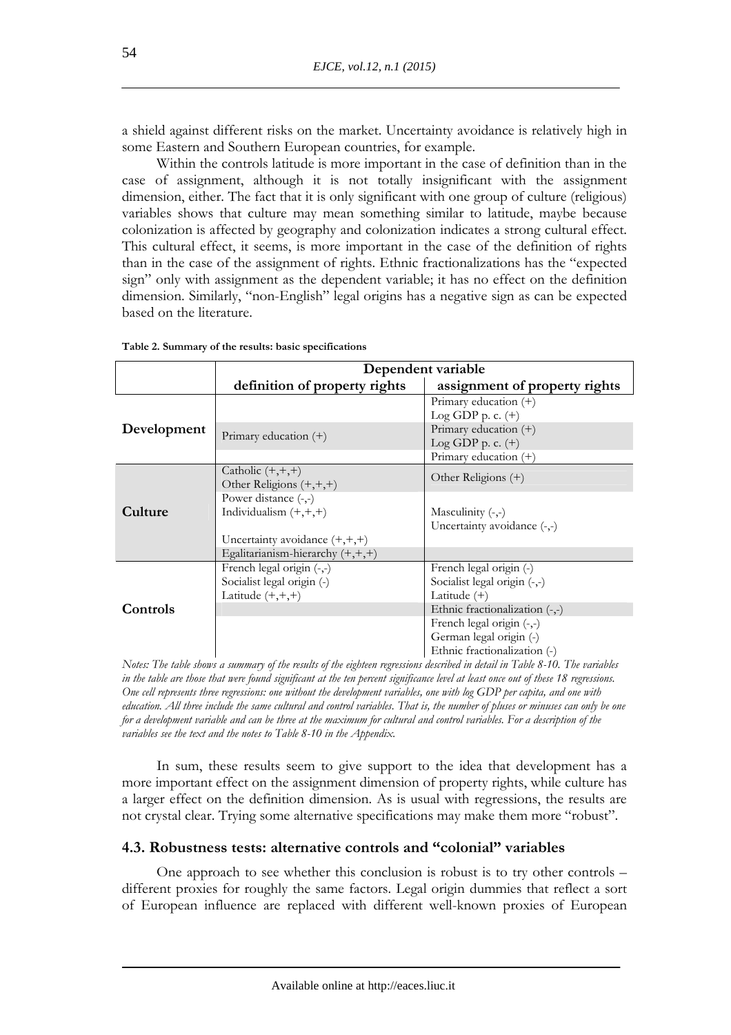a shield against different risks on the market. Uncertainty avoidance is relatively high in some Eastern and Southern European countries, for example.

Within the controls latitude is more important in the case of definition than in the case of assignment, although it is not totally insignificant with the assignment dimension, either. The fact that it is only significant with one group of culture (religious) variables shows that culture may mean something similar to latitude, maybe because colonization is affected by geography and colonization indicates a strong cultural effect. This cultural effect, it seems, is more important in the case of the definition of rights than in the case of the assignment of rights. Ethnic fractionalizations has the "expected sign" only with assignment as the dependent variable; it has no effect on the definition dimension. Similarly, "non-English" legal origins has a negative sign as can be expected based on the literature.

**Table 2. Summary of the results: basic specifications**

| | Dependent variable | |
|---|---|---|
| | **definition of property rights** | **assignment of property rights** |
| **Development** | | Primary education (+)<br>Log GDP p. c. (+) |
| | Primary education (+) | Primary education (+)<br>Log GDP p. c. (+) |
| | | Primary education (+) |
| **Culture** | Catholic (+,+,+)<br>Other Religions (+,+,+) | Other Religions (+) |
| | Power distance (-,-)<br>Individualism (+,+,+)<br><br>Uncertainty avoidance (+,+,+) | Masculinity (-,-)<br>Uncertainty avoidance (-,-) |
| | Egalitarianism-hierarchy (+,+,+) | |
| **Controls** | French legal origin (-,-)<br>Socialist legal origin (-)<br>Latitude (+,+,+) | French legal origin (-)<br>Socialist legal origin (-,-)<br>Latitude (+) |
| | | Ethnic fractionalization (-,-) |
| | | French legal origin (-,-)<br>German legal origin (-)<br>Ethnic fractionalization (-) |

*Notes: The table shows a summary of the results of the eighteen regressions described in detail in Table 8-10. The variables in the table are those that were found significant at the ten percent significance level at least once out of these 18 regressions. One cell represents three regressions: one without the development variables, one with log GDP per capita, and one with education. All three include the same cultural and control variables. That is, the number of pluses or minuses can only be one for a development variable and can be three at the maximum for cultural and control variables. For a description of the variables see the text and the notes to Table 8-10 in the Appendix.*

In sum, these results seem to give support to the idea that development has a more important effect on the assignment dimension of property rights, while culture has a larger effect on the definition dimension. As is usual with regressions, the results are not crystal clear. Trying some alternative specifications may make them more "robust".

### 4.3. Robustness tests: alternative controls and "colonial" variables

One approach to see whether this conclusion is robust is to try other controls – different proxies for roughly the same factors. Legal origin dummies that reflect a sort of European influence are replaced with different well-known proxies of European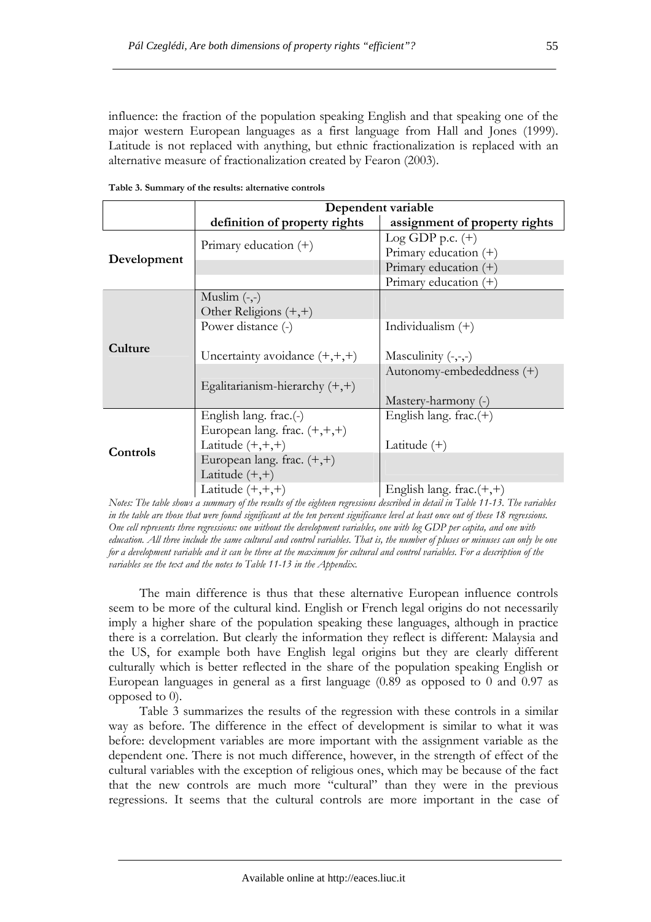influence: the fraction of the population speaking English and that speaking one of the major western European languages as a first language from Hall and Jones (1999). Latitude is not replaced with anything, but ethnic fractionalization is replaced with an alternative measure of fractionalization created by Fearon (2003).

**Table 3. Summary of the results: alternative controls**

| | Dependent variable | |
|---|---|---|
| | **definition of property rights** | **assignment of property rights** |
| **Development** | Primary education (+) | Log GDP p.c. (+)<br>Primary education (+) |
| | | Primary education (+) |
| | | Primary education (+) |
| **Culture** | Muslim (-,-)<br>Other Religions (+,+) | |
| | Power distance (-)<br><br>Uncertainty avoidance (+,+,+) | Individualism (+)<br><br>Masculinity (-,-,-) |
| | Egalitarianism-hierarchy (+,+) | Autonomy-embededdness (+)<br><br>Mastery-harmony (-) |
| **Controls** | English lang. frac.(-)<br>European lang. frac. (+,+,+)<br>Latitude (+,+,+) | English lang. frac.(+)<br><br>Latitude (+) |
| | European lang. frac. (+,+)<br>Latitude (+,+) | |
| | Latitude (+,+,+) | English lang. frac.(+,+) |

*Notes: The table shows a summary of the results of the eighteen regressions described in detail in Table 11-13. The variables in the table are those that were found significant at the ten percent significance level at least once out of these 18 regressions. One cell represents three regressions: one without the development variables, one with log GDP per capita, and one with education. All three include the same cultural and control variables. That is, the number of pluses or minuses can only be one for a development variable and it can be three at the maximum for cultural and control variables. For a description of the variables see the text and the notes to Table 11-13 in the Appendix.*

The main difference is thus that these alternative European influence controls seem to be more of the cultural kind. English or French legal origins do not necessarily imply a higher share of the population speaking these languages, although in practice there is a correlation. But clearly the information they reflect is different: Malaysia and the US, for example both have English legal origins but they are clearly different culturally which is better reflected in the share of the population speaking English or European languages in general as a first language (0.89 as opposed to 0 and 0.97 as opposed to 0).

Table 3 summarizes the results of the regression with these controls in a similar way as before. The difference in the effect of development is similar to what it was before: development variables are more important with the assignment variable as the dependent one. There is not much difference, however, in the strength of effect of the cultural variables with the exception of religious ones, which may be because of the fact that the new controls are much more "cultural" than they were in the previous regressions. It seems that the cultural controls are more important in the case of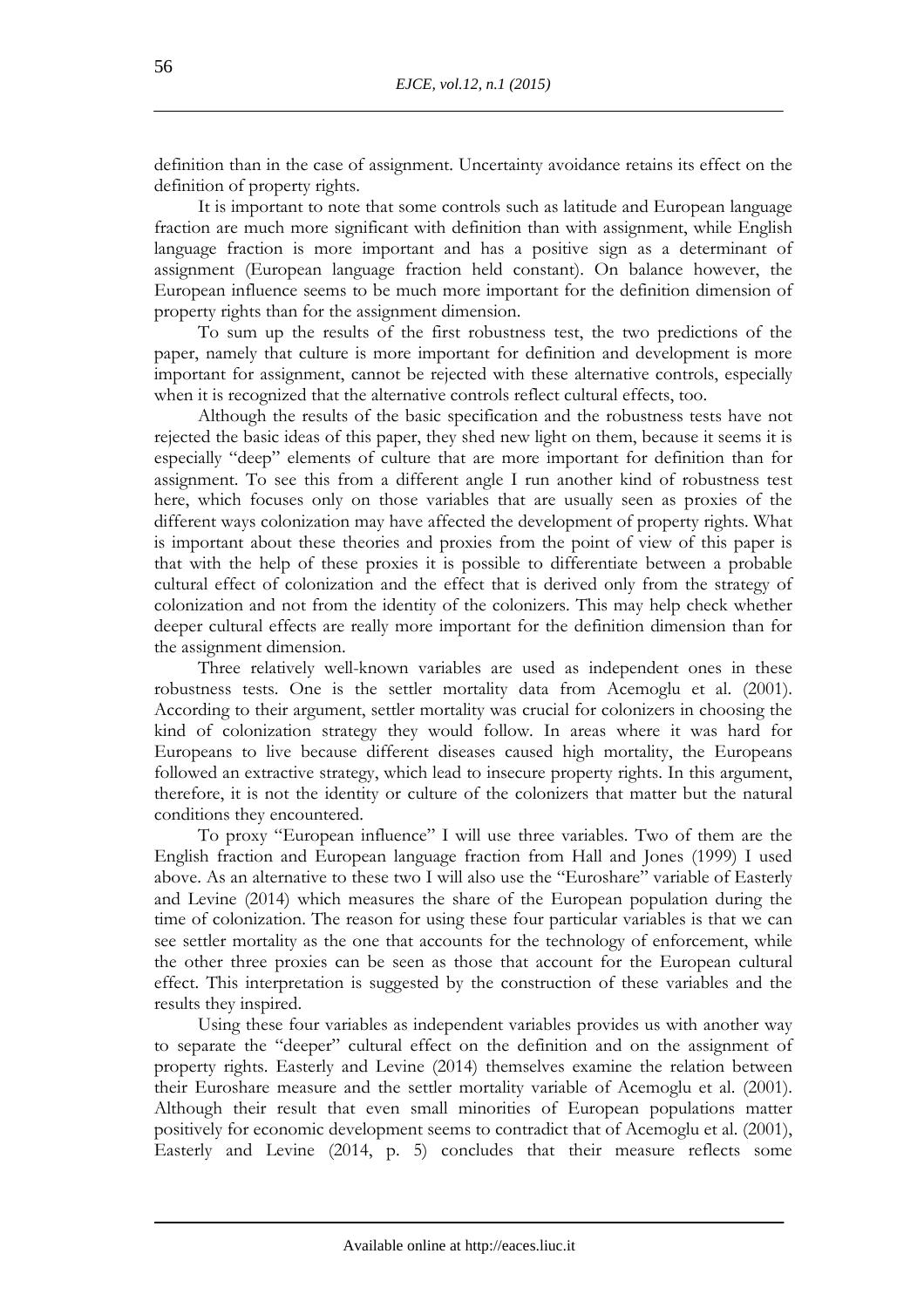definition than in the case of assignment. Uncertainty avoidance retains its effect on the definition of property rights.

It is important to note that some controls such as latitude and European language fraction are much more significant with definition than with assignment, while English language fraction is more important and has a positive sign as a determinant of assignment (European language fraction held constant). On balance however, the European influence seems to be much more important for the definition dimension of property rights than for the assignment dimension.

To sum up the results of the first robustness test, the two predictions of the paper, namely that culture is more important for definition and development is more important for assignment, cannot be rejected with these alternative controls, especially when it is recognized that the alternative controls reflect cultural effects, too.

Although the results of the basic specification and the robustness tests have not rejected the basic ideas of this paper, they shed new light on them, because it seems it is especially "deep" elements of culture that are more important for definition than for assignment. To see this from a different angle I run another kind of robustness test here, which focuses only on those variables that are usually seen as proxies of the different ways colonization may have affected the development of property rights. What is important about these theories and proxies from the point of view of this paper is that with the help of these proxies it is possible to differentiate between a probable cultural effect of colonization and the effect that is derived only from the strategy of colonization and not from the identity of the colonizers. This may help check whether deeper cultural effects are really more important for the definition dimension than for the assignment dimension.

Three relatively well-known variables are used as independent ones in these robustness tests. One is the settler mortality data from Acemoglu et al. (2001). According to their argument, settler mortality was crucial for colonizers in choosing the kind of colonization strategy they would follow. In areas where it was hard for Europeans to live because different diseases caused high mortality, the Europeans followed an extractive strategy, which lead to insecure property rights. In this argument, therefore, it is not the identity or culture of the colonizers that matter but the natural conditions they encountered.

To proxy "European influence" I will use three variables. Two of them are the English fraction and European language fraction from Hall and Jones (1999) I used above. As an alternative to these two I will also use the "Euroshare" variable of Easterly and Levine (2014) which measures the share of the European population during the time of colonization. The reason for using these four particular variables is that we can see settler mortality as the one that accounts for the technology of enforcement, while the other three proxies can be seen as those that account for the European cultural effect. This interpretation is suggested by the construction of these variables and the results they inspired.

Using these four variables as independent variables provides us with another way to separate the "deeper" cultural effect on the definition and on the assignment of property rights. Easterly and Levine (2014) themselves examine the relation between their Euroshare measure and the settler mortality variable of Acemoglu et al. (2001). Although their result that even small minorities of European populations matter positively for economic development seems to contradict that of Acemoglu et al. (2001), Easterly and Levine (2014, p. 5) concludes that their measure reflects some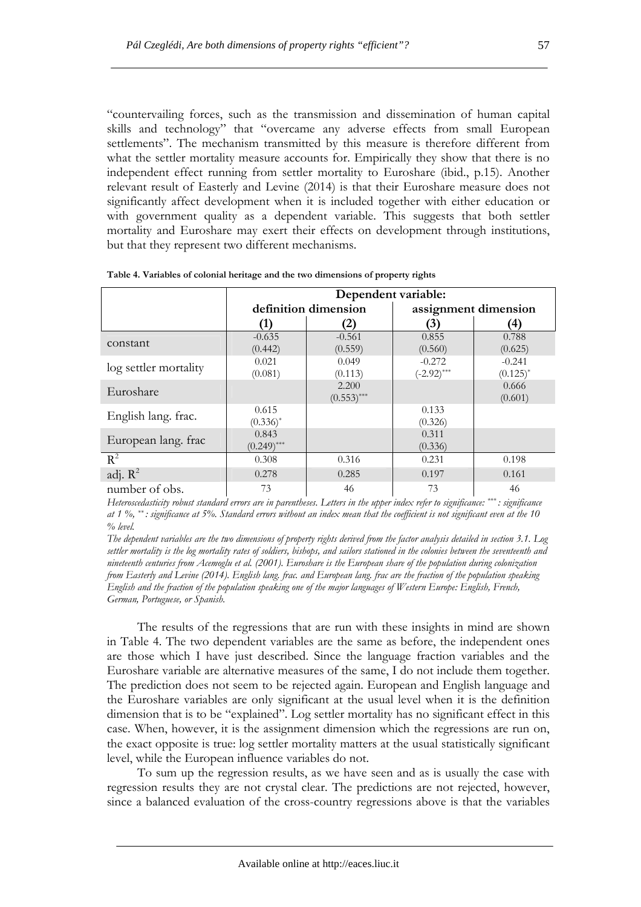"countervailing forces, such as the transmission and dissemination of human capital skills and technology" that "overcame any adverse effects from small European settlements". The mechanism transmitted by this measure is therefore different from what the settler mortality measure accounts for. Empirically they show that there is no independent effect running from settler mortality to Euroshare (ibid., p.15). Another relevant result of Easterly and Levine (2014) is that their Euroshare measure does not significantly affect development when it is included together with either education or with government quality as a dependent variable. This suggests that both settler mortality and Euroshare may exert their effects on development through institutions, but that they represent two different mechanisms.

**Table 4. Variables of colonial heritage and the two dimensions of property rights**

| | Dependent variable: | | | |
|---|---|---|---|---|
| | definition dimension | | assignment dimension | |
| | (1) | (2) | (3) | (4) |
| constant | -0.635 (0.442) | -0.561 (0.559) | 0.855 (0.560) | 0.788 (0.625) |
| log settler mortality | 0.021 (0.081) | 0.049 (0.113) | -0.272 (-2.92)*** | -0.241 (0.125)* |
| Euroshare | | 2.200 (0.553)*** | | 0.666 (0.601) |
| English lang. frac. | 0.615 (0.336)* | | 0.133 (0.326) | |
| European lang. frac | 0.843 (0.249)*** | | 0.311 (0.336) | |
| $R^2$ | 0.308 | 0.316 | 0.231 | 0.198 |
| adj. $R^2$ | 0.278 | 0.285 | 0.197 | 0.161 |
| number of obs. | 73 | 46 | 73 | 46 |

*Heteroscedasticity robust standard errors are in parentheses. Letters in the upper index refer to significance: \*\*\* : significance at 1 %, \*\* : significance at 5%. Standard errors without an index mean that the coefficient is not significant even at the 10 % level.*

*The dependent variables are the two dimensions of property rights derived from the factor analysis detailed in section 3.1. Log settler mortality is the log mortality rates of soldiers, bishops, and sailors stationed in the colonies between the seventeenth and nineteenth centuries from Acemoglu et al. (2001). Euroshare is the European share of the population during colonization from Easterly and Levine (2014). English lang. frac. and European lang. frac are the fraction of the population speaking English and the fraction of the population speaking one of the major languages of Western Europe: English, French, German, Portuguese, or Spanish.*

The results of the regressions that are run with these insights in mind are shown in Table 4. The two dependent variables are the same as before, the independent ones are those which I have just described. Since the language fraction variables and the Euroshare variable are alternative measures of the same, I do not include them together. The prediction does not seem to be rejected again. European and English language and the Euroshare variables are only significant at the usual level when it is the definition dimension that is to be "explained". Log settler mortality has no significant effect in this case. When, however, it is the assignment dimension which the regressions are run on, the exact opposite is true: log settler mortality matters at the usual statistically significant level, while the European influence variables do not.

To sum up the regression results, as we have seen and as is usually the case with regression results they are not crystal clear. The predictions are not rejected, however, since a balanced evaluation of the cross-country regressions above is that the variables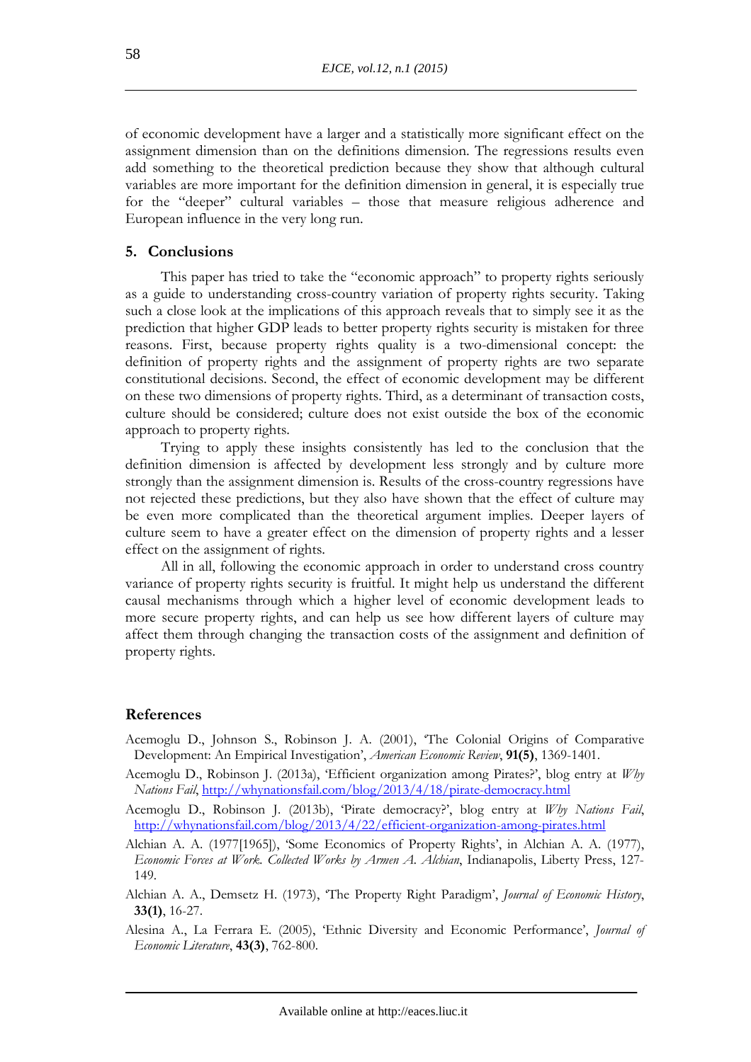of economic development have a larger and a statistically more significant effect on the assignment dimension than on the definitions dimension. The regressions results even add something to the theoretical prediction because they show that although cultural variables are more important for the definition dimension in general, it is especially true for the "deeper" cultural variables – those that measure religious adherence and European influence in the very long run.

## 5. Conclusions

This paper has tried to take the "economic approach" to property rights seriously as a guide to understanding cross-country variation of property rights security. Taking such a close look at the implications of this approach reveals that to simply see it as the prediction that higher GDP leads to better property rights security is mistaken for three reasons. First, because property rights quality is a two-dimensional concept: the definition of property rights and the assignment of property rights are two separate constitutional decisions. Second, the effect of economic development may be different on these two dimensions of property rights. Third, as a determinant of transaction costs, culture should be considered; culture does not exist outside the box of the economic approach to property rights.

Trying to apply these insights consistently has led to the conclusion that the definition dimension is affected by development less strongly and by culture more strongly than the assignment dimension is. Results of the cross-country regressions have not rejected these predictions, but they also have shown that the effect of culture may be even more complicated than the theoretical argument implies. Deeper layers of culture seem to have a greater effect on the dimension of property rights and a lesser effect on the assignment of rights.

All in all, following the economic approach in order to understand cross country variance of property rights security is fruitful. It might help us understand the different causal mechanisms through which a higher level of economic development leads to more secure property rights, and can help us see how different layers of culture may affect them through changing the transaction costs of the assignment and definition of property rights.

## References

Acemoglu D., Johnson S., Robinson J. A. (2001), 'The Colonial Origins of Comparative Development: An Empirical Investigation', *American Economic Review*, **91(5)**, 1369-1401.

Acemoglu D., Robinson J. (2013a), 'Efficient organization among Pirates?', blog entry at *Why Nations Fail*, http://whynationsfail.com/blog/2013/4/18/pirate-democracy.html

Acemoglu D., Robinson J. (2013b), 'Pirate democracy?', blog entry at *Why Nations Fail*, http://whynationsfail.com/blog/2013/4/22/efficient-organization-among-pirates.html

Alchian A. A. (1977[1965]), 'Some Economics of Property Rights', in Alchian A. A. (1977), *Economic Forces at Work. Collected Works by Armen A. Alchian*, Indianapolis, Liberty Press, 127-149.

Alchian A. A., Demsetz H. (1973), 'The Property Right Paradigm', *Journal of Economic History*, **33(1)**, 16-27.

Alesina A., La Ferrara E. (2005), 'Ethnic Diversity and Economic Performance', *Journal of Economic Literature*, **43(3)**, 762-800.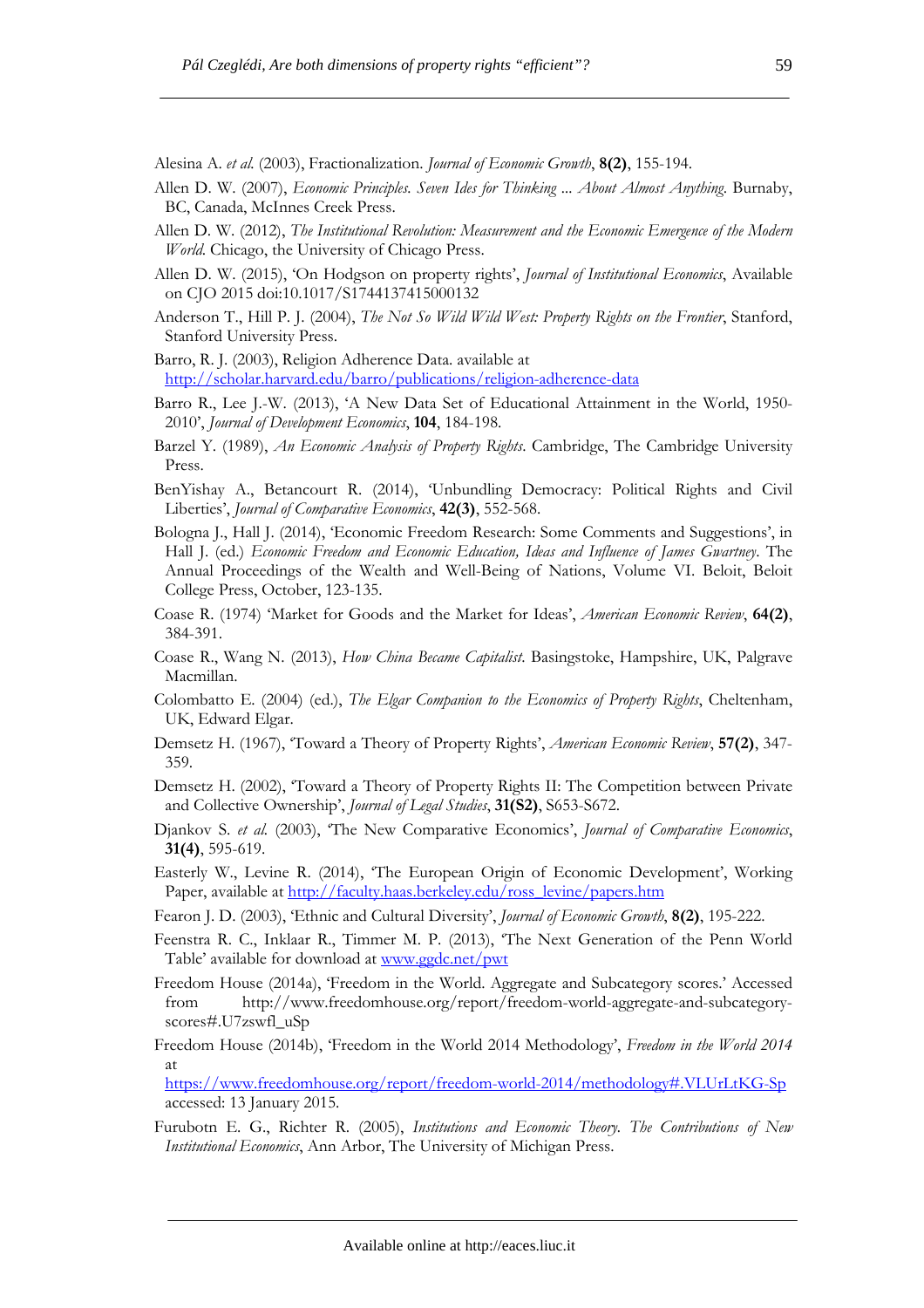Alesina A. *et al.* (2003), Fractionalization. *Journal of Economic Growth*, **8(2)**, 155-194.

Allen D. W. (2007), *Economic Principles. Seven Ides for Thinking ... About Almost Anything.* Burnaby, BC, Canada, McInnes Creek Press.

Allen D. W. (2012), *The Institutional Revolution: Measurement and the Economic Emergence of the Modern World.* Chicago, the University of Chicago Press.

Allen D. W. (2015), 'On Hodgson on property rights', *Journal of Institutional Economics*, Available on CJO 2015 doi:10.1017/S1744137415000132

Anderson T., Hill P. J. (2004), *The Not So Wild Wild West: Property Rights on the Frontier*, Stanford, Stanford University Press.

Barro, R. J. (2003), Religion Adherence Data. available at http://scholar.harvard.edu/barro/publications/religion-adherence-data

Barro R., Lee J.-W. (2013), 'A New Data Set of Educational Attainment in the World, 1950-2010', *Journal of Development Economics*, **104**, 184-198.

Barzel Y. (1989), *An Economic Analysis of Property Rights.* Cambridge, The Cambridge University Press.

BenYishay A., Betancourt R. (2014), 'Unbundling Democracy: Political Rights and Civil Liberties', *Journal of Comparative Economics*, **42(3)**, 552-568.

Bologna J., Hall J. (2014), 'Economic Freedom Research: Some Comments and Suggestions', in Hall J. (ed.) *Economic Freedom and Economic Education, Ideas and Influence of James Gwartney*. The Annual Proceedings of the Wealth and Well-Being of Nations, Volume VI. Beloit, Beloit College Press, October, 123-135.

Coase R. (1974) 'Market for Goods and the Market for Ideas', *American Economic Review*, **64(2)**, 384-391.

Coase R., Wang N. (2013), *How China Became Capitalist*. Basingstoke, Hampshire, UK, Palgrave Macmillan.

Colombatto E. (2004) (ed.), *The Elgar Companion to the Economics of Property Rights*, Cheltenham, UK, Edward Elgar.

Demsetz H. (1967), 'Toward a Theory of Property Rights', *American Economic Review*, **57(2)**, 347-359.

Demsetz H. (2002), 'Toward a Theory of Property Rights II: The Competition between Private and Collective Ownership', *Journal of Legal Studies*, **31(S2)**, S653-S672.

Djankov S. *et al.* (2003), 'The New Comparative Economics', *Journal of Comparative Economics*, **31(4)**, 595-619.

Easterly W., Levine R. (2014), 'The European Origin of Economic Development', Working Paper, available at http://faculty.haas.berkeley.edu/ross_levine/papers.htm

Fearon J. D. (2003), 'Ethnic and Cultural Diversity', *Journal of Economic Growth*, **8(2)**, 195-222.

Feenstra R. C., Inklaar R., Timmer M. P. (2013), 'The Next Generation of the Penn World Table' available for download at www.ggdc.net/pwt

Freedom House (2014a), 'Freedom in the World. Aggregate and Subcategory scores.' Accessed from http://www.freedomhouse.org/report/freedom-world-aggregate-and-subcategory-scores#.U7zswfl_uSp

Freedom House (2014b), 'Freedom in the World 2014 Methodology', *Freedom in the World 2014* at https://www.freedomhouse.org/report/freedom-world-2014/methodology#.VLUrLtKG-Sp accessed: 13 January 2015.

Furubotn E. G., Richter R. (2005), *Institutions and Economic Theory. The Contributions of New Institutional Economics*, Ann Arbor, The University of Michigan Press.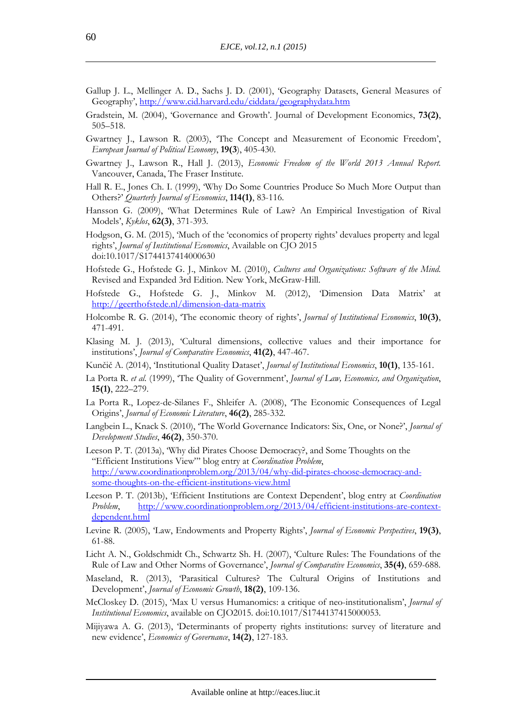Gallup J. L., Mellinger A. D., Sachs J. D. (2001), 'Geography Datasets, General Measures of Geography', http://www.cid.harvard.edu/ciddata/geographydata.htm

Gradstein, M. (2004), 'Governance and Growth'. Journal of Development Economics, **73(2)**, 505–518.

Gwartney J., Lawson R. (2003), 'The Concept and Measurement of Economic Freedom', *European Journal of Political Economy*, **19(3**), 405-430.

Gwartney J., Lawson R., Hall J. (2013), *Economic Freedom of the World 2013 Annual Report*. Vancouver, Canada, The Fraser Institute.

Hall R. E., Jones Ch. I. (1999), 'Why Do Some Countries Produce So Much More Output than Others?' *Quarterly Journal of Economics*, **114(1)**, 83-116.

Hansson G. (2009), 'What Determines Rule of Law? An Empirical Investigation of Rival Models', *Kyklos*, **62(3)**, 371-393.

Hodgson, G. M. (2015), 'Much of the 'economics of property rights' devalues property and legal rights', *Journal of Institutional Economics*, Available on CJO 2015 doi:10.1017/S1744137414000630

Hofstede G., Hofstede G. J., Minkov M. (2010), *Cultures and Organizations: Software of the Mind*. Revised and Expanded 3rd Edition. New York, McGraw-Hill.

Hofstede G., Hofstede G. J., Minkov M. (2012), 'Dimension Data Matrix' at http://geerthofstede.nl/dimension-data-matrix

Holcombe R. G. (2014), 'The economic theory of rights', *Journal of Institutional Economics*, **10(3)**, 471-491.

Klasing M. J. (2013), 'Cultural dimensions, collective values and their importance for institutions', *Journal of Comparative Economics*, **41(2)**, 447-467.

Kunčič A. (2014), 'Institutional Quality Dataset', *Journal of Institutional Economics*, **10(1)**, 135-161.

La Porta R. *et al.* (1999), 'The Quality of Government', *Journal of Law, Economics, and Organization*, **15(1)**, 222–279.

La Porta R., Lopez-de-Silanes F., Shleifer A. (2008), 'The Economic Consequences of Legal Origins', *Journal of Economic Literature*, **46(2)**, 285-332.

Langbein L., Knack S. (2010), 'The World Governance Indicators: Six, One, or None?', *Journal of Development Studies*, **46(2)**, 350-370.

Leeson P. T. (2013a), 'Why did Pirates Choose Democracy?, and Some Thoughts on the "Efficient Institutions View"' blog entry at *Coordination Problem*, http://www.coordinationproblem.org/2013/04/why-did-pirates-choose-democracy-and-some-thoughts-on-the-efficient-institutions-view.html

Leeson P. T. (2013b), 'Efficient Institutions are Context Dependent', blog entry at *Coordination Problem*, http://www.coordinationproblem.org/2013/04/efficient-institutions-are-context-dependent.html

Levine R. (2005), 'Law, Endowments and Property Rights', *Journal of Economic Perspectives*, **19(3)**, 61-88.

Licht A. N., Goldschmidt Ch., Schwartz Sh. H. (2007), 'Culture Rules: The Foundations of the Rule of Law and Other Norms of Governance', *Journal of Comparative Economics*, **35(4)**, 659-688.

Maseland, R. (2013), 'Parasitical Cultures? The Cultural Origins of Institutions and Development', *Journal of Economic Growth*, **18(2)**, 109-136.

McCloskey D. (2015), 'Max U versus Humanomics: a critique of neo-institutionalism', *Journal of Institutional Economics*, available on CJO2015. doi:10.1017/S1744137415000053.

Mijiyawa A. G. (2013), 'Determinants of property rights institutions: survey of literature and new evidence', *Economics of Governance*, **14(2)**, 127-183.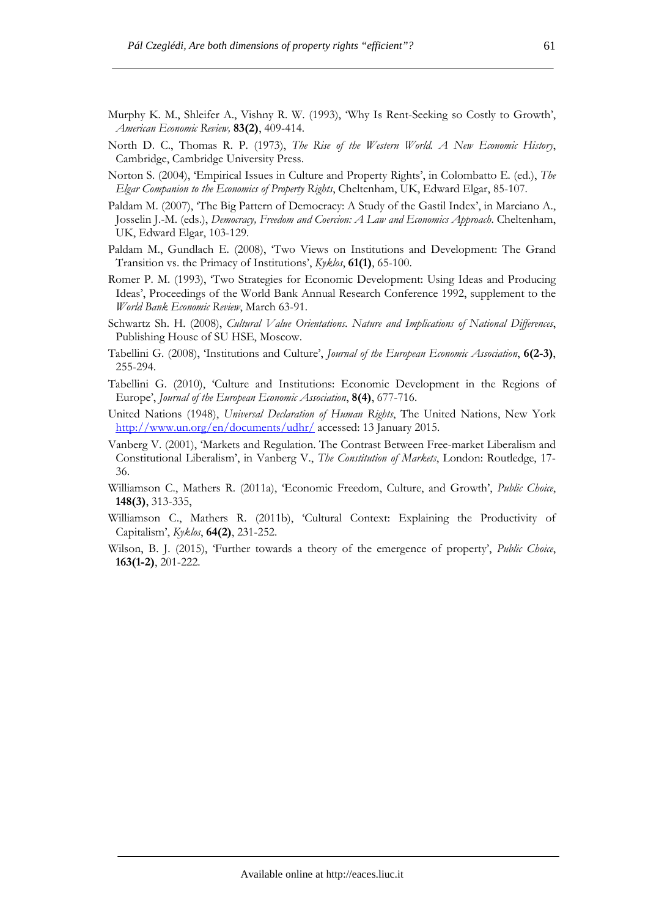Murphy K. M., Shleifer A., Vishny R. W. (1993), 'Why Is Rent-Seeking so Costly to Growth', *American Economic Review,* **83(2)**, 409-414.

North D. C., Thomas R. P. (1973), *The Rise of the Western World. A New Economic History*, Cambridge, Cambridge University Press.

Norton S. (2004), 'Empirical Issues in Culture and Property Rights', in Colombatto E. (ed.), *The Elgar Companion to the Economics of Property Rights*, Cheltenham, UK, Edward Elgar, 85-107.

Paldam M. (2007), 'The Big Pattern of Democracy: A Study of the Gastil Index', in Marciano A., Josselin J.-M. (eds.), *Democracy, Freedom and Coercion: A Law and Economics Approach*. Cheltenham, UK, Edward Elgar, 103-129.

Paldam M., Gundlach E. (2008), 'Two Views on Institutions and Development: The Grand Transition vs. the Primacy of Institutions', *Kyklos*, **61(1)**, 65-100.

Romer P. M. (1993), 'Two Strategies for Economic Development: Using Ideas and Producing Ideas', Proceedings of the World Bank Annual Research Conference 1992, supplement to the *World Bank Economic Review*, March 63-91.

Schwartz Sh. H. (2008), *Cultural Value Orientations. Nature and Implications of National Differences*, Publishing House of SU HSE, Moscow.

Tabellini G. (2008), 'Institutions and Culture', *Journal of the European Economic Association*, **6(2-3)**, 255-294.

Tabellini G. (2010), 'Culture and Institutions: Economic Development in the Regions of Europe', *Journal of the European Economic Association*, **8(4)**, 677-716.

United Nations (1948), *Universal Declaration of Human Rights*, The United Nations, New York http://www.un.org/en/documents/udhr/ accessed: 13 January 2015.

Vanberg V. (2001), 'Markets and Regulation. The Contrast Between Free-market Liberalism and Constitutional Liberalism', in Vanberg V., *The Constitution of Markets*, London: Routledge, 17-36.

Williamson C., Mathers R. (2011a), 'Economic Freedom, Culture, and Growth', *Public Choice*, **148(3)**, 313-335,

Williamson C., Mathers R. (2011b), 'Cultural Context: Explaining the Productivity of Capitalism', *Kyklos*, **64(2)**, 231-252.

Wilson, B. J. (2015), 'Further towards a theory of the emergence of property', *Public Choice*, **163(1-2)**, 201-222.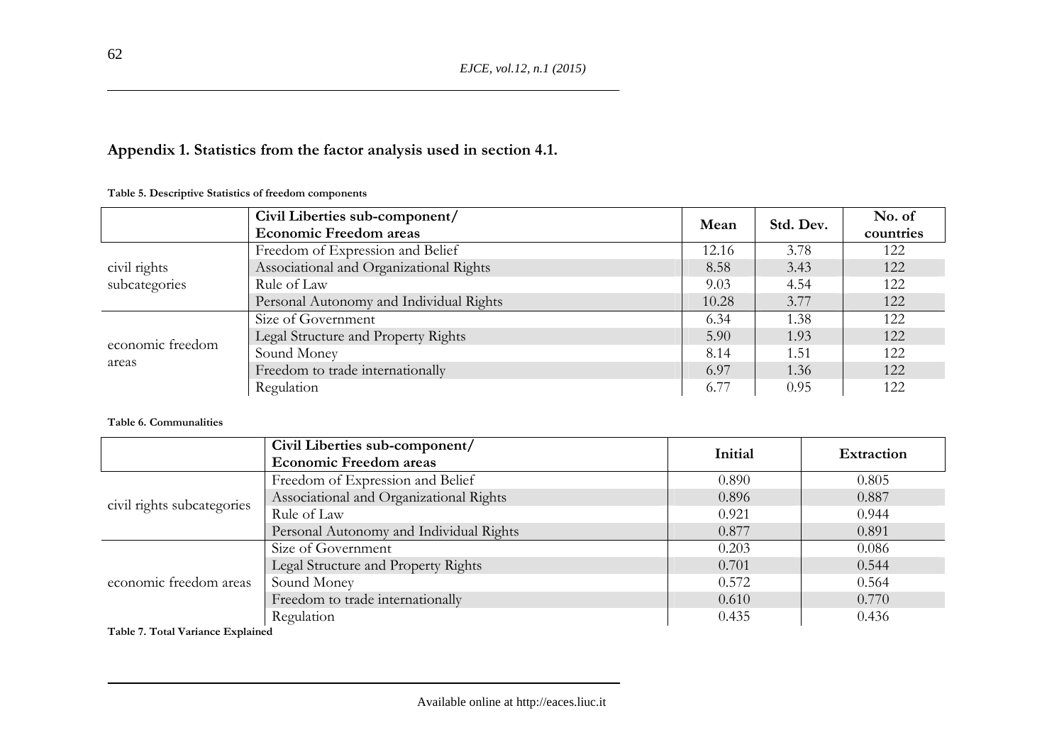## Appendix 1. Statistics from the factor analysis used in section 4.1.

**Table 5. Descriptive Statistics of freedom components**

| | Civil Liberties sub-component/ Economic Freedom areas | Mean | Std. Dev. | No. of countries |
|---|---|---|---|---|
| civil rights subcategories | Freedom of Expression and Belief | 12.16 | 3.78 | 122 |
| | Associational and Organizational Rights | 8.58 | 3.43 | 122 |
| | Rule of Law | 9.03 | 4.54 | 122 |
| | Personal Autonomy and Individual Rights | 10.28 | 3.77 | 122 |
| economic freedom areas | Size of Government | 6.34 | 1.38 | 122 |
| | Legal Structure and Property Rights | 5.90 | 1.93 | 122 |
| | Sound Money | 8.14 | 1.51 | 122 |
| | Freedom to trade internationally | 6.97 | 1.36 | 122 |
| | Regulation | 6.77 | 0.95 | 122 |

**Table 6. Communalities**

| | Civil Liberties sub-component/ Economic Freedom areas | Initial | Extraction |
|---|---|---|---|
| civil rights subcategories | Freedom of Expression and Belief | 0.890 | 0.805 |
| | Associational and Organizational Rights | 0.896 | 0.887 |
| | Rule of Law | 0.921 | 0.944 |
| | Personal Autonomy and Individual Rights | 0.877 | 0.891 |
| economic freedom areas | Size of Government | 0.203 | 0.086 |
| | Legal Structure and Property Rights | 0.701 | 0.544 |
| | Sound Money | 0.572 | 0.564 |
| | Freedom to trade internationally | 0.610 | 0.770 |
| | Regulation | 0.435 | 0.436 |

**Table 7. Total Variance Explained**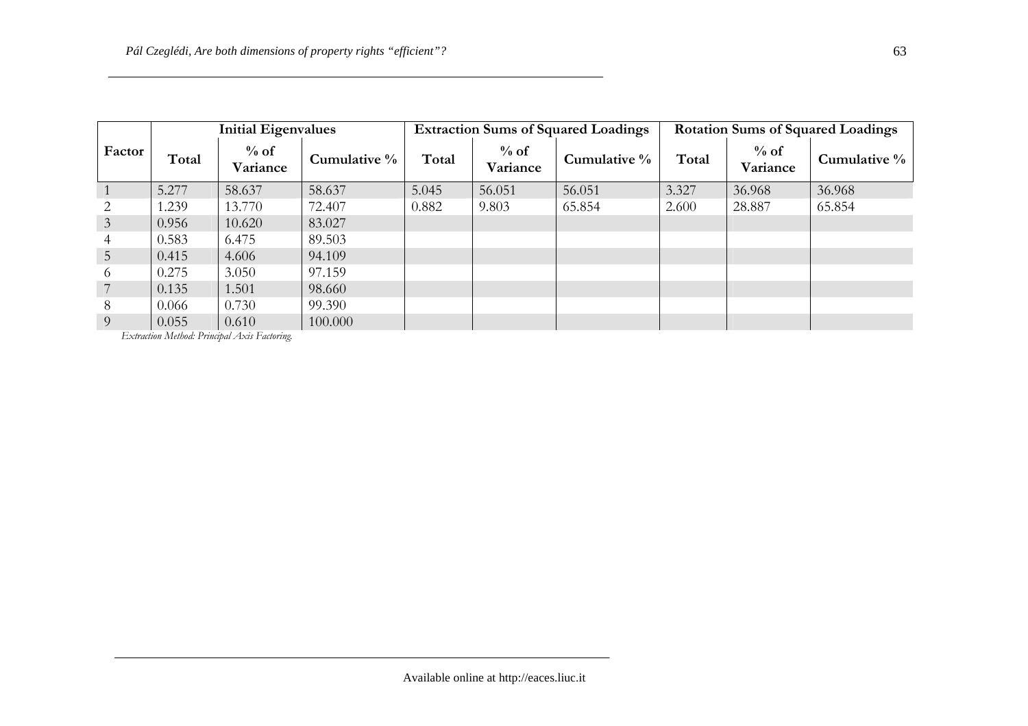| Factor | Initial Eigenvalues | | | Extraction Sums of Squared Loadings | | | Rotation Sums of Squared Loadings | | |
|---|---|---|---|---|---|---|---|---|---|
| | Total | % of Variance | Cumulative % | Total | % of Variance | Cumulative % | Total | % of Variance | Cumulative % |
| 1 | 5.277 | 58.637 | 58.637 | 5.045 | 56.051 | 56.051 | 3.327 | 36.968 | 36.968 |
| 2 | 1.239 | 13.770 | 72.407 | 0.882 | 9.803 | 65.854 | 2.600 | 28.887 | 65.854 |
| 3 | 0.956 | 10.620 | 83.027 | | | | | | |
| 4 | 0.583 | 6.475 | 89.503 | | | | | | |
| 5 | 0.415 | 4.606 | 94.109 | | | | | | |
| 6 | 0.275 | 3.050 | 97.159 | | | | | | |
| 7 | 0.135 | 1.501 | 98.660 | | | | | | |
| 8 | 0.066 | 0.730 | 99.390 | | | | | | |
| 9 | 0.055 | 0.610 | 100.000 | | | | | | |

*Extraction Method: Principal Axis Factoring.*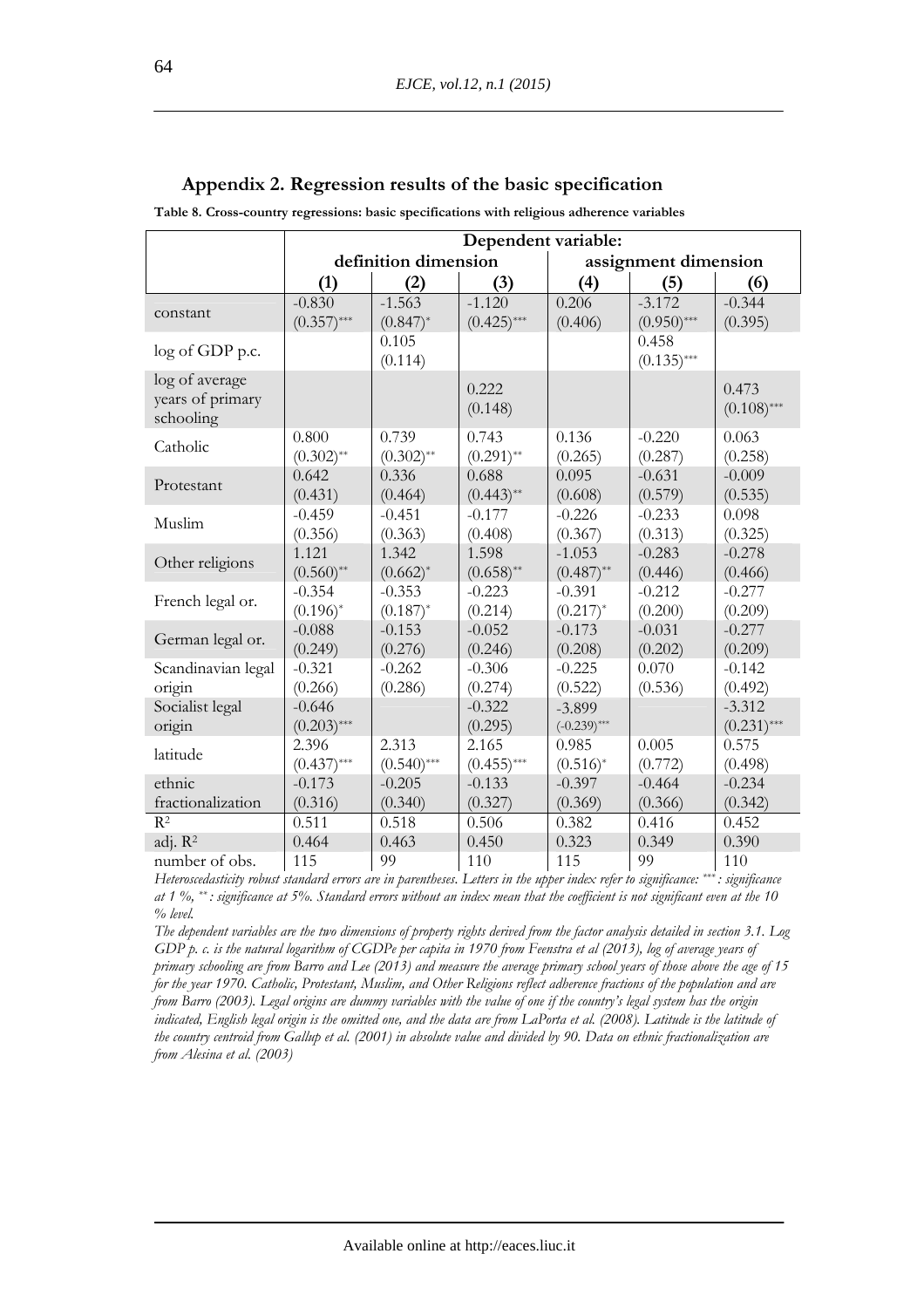## Appendix 2. Regression results of the basic specification

**Table 8. Cross-country regressions: basic specifications with religious adherence variables**

| | Dependent variable: | | | | | |
|---|---|---|---|---|---|---|
| | definition dimension | | | assignment dimension | | |
| | (1) | (2) | (3) | (4) | (5) | (6) |
| constant | -0.830 (0.357)*** | -1.563 (0.847)* | -1.120 (0.425)*** | 0.206 (0.406) | -3.172 (0.950)*** | -0.344 (0.395) |
| log of GDP p.c. | | 0.105 (0.114) | | | 0.458 (0.135)*** | |
| log of average years of primary schooling | | | 0.222 (0.148) | | | 0.473 (0.108)*** |
| Catholic | 0.800 (0.302)** | 0.739 (0.302)** | 0.743 (0.291)** | 0.136 (0.265) | -0.220 (0.287) | 0.063 (0.258) |
| Protestant | 0.642 (0.431) | 0.336 (0.464) | 0.688 (0.443)** | 0.095 (0.608) | -0.631 (0.579) | -0.009 (0.535) |
| Muslim | -0.459 (0.356) | -0.451 (0.363) | -0.177 (0.408) | -0.226 (0.367) | -0.233 (0.313) | 0.098 (0.325) |
| Other religions | 1.121 (0.560)** | 1.342 (0.662)* | 1.598 (0.658)** | -1.053 (0.487)** | -0.283 (0.446) | -0.278 (0.466) |
| French legal or. | -0.354 (0.196)* | -0.353 (0.187)* | -0.223 (0.214) | -0.391 (0.217)* | -0.212 (0.200) | -0.277 (0.209) |
| German legal or. | -0.088 (0.249) | -0.153 (0.276) | -0.052 (0.246) | -0.173 (0.208) | -0.031 (0.202) | -0.277 (0.209) |
| Scandinavian legal origin | -0.321 (0.266) | -0.262 (0.286) | -0.306 (0.274) | -0.225 (0.522) | 0.070 (0.536) | -0.142 (0.492) |
| Socialist legal origin | -0.646 (0.203)*** | | -0.322 (0.295) | -3.899 (-0.239)*** | | -3.312 (0.231)*** |
| latitude | 2.396 (0.437)*** | 2.313 (0.540)*** | 2.165 (0.455)*** | 0.985 (0.516)* | 0.005 (0.772) | 0.575 (0.498) |
| ethnic fractionalization | -0.173 (0.316) | -0.205 (0.340) | -0.133 (0.327) | -0.397 (0.369) | -0.464 (0.366) | -0.234 (0.342) |
| $R^2$ | 0.511 | 0.518 | 0.506 | 0.382 | 0.416 | 0.452 |
| adj. $R^2$ | 0.464 | 0.463 | 0.450 | 0.323 | 0.349 | 0.390 |
| number of obs. | 115 | 99 | 110 | 115 | 99 | 110 |

*Heteroscedasticity robust standard errors are in parentheses. Letters in the upper index refer to significance: \*\*\* : significance at 1 %, \*\* : significance at 5%. Standard errors without an index mean that the coefficient is not significant even at the 10 % level.*

*The dependent variables are the two dimensions of property rights derived from the factor analysis detailed in section 3.1. Log GDP p. c. is the natural logarithm of CGDPe per capita in 1970 from Feenstra et al (2013), log of average years of primary schooling are from Barro and Lee (2013) and measure the average primary school years of those above the age of 15 for the year 1970. Catholic, Protestant, Muslim, and Other Religions reflect adherence fractions of the population and are from Barro (2003). Legal origins are dummy variables with the value of one if the country's legal system has the origin indicated, English legal origin is the omitted one, and the data are from LaPorta et al. (2008). Latitude is the latitude of the country centroid from Gallup et al. (2001) in absolute value and divided by 90. Data on ethnic fractionalization are from Alesina et al. (2003)*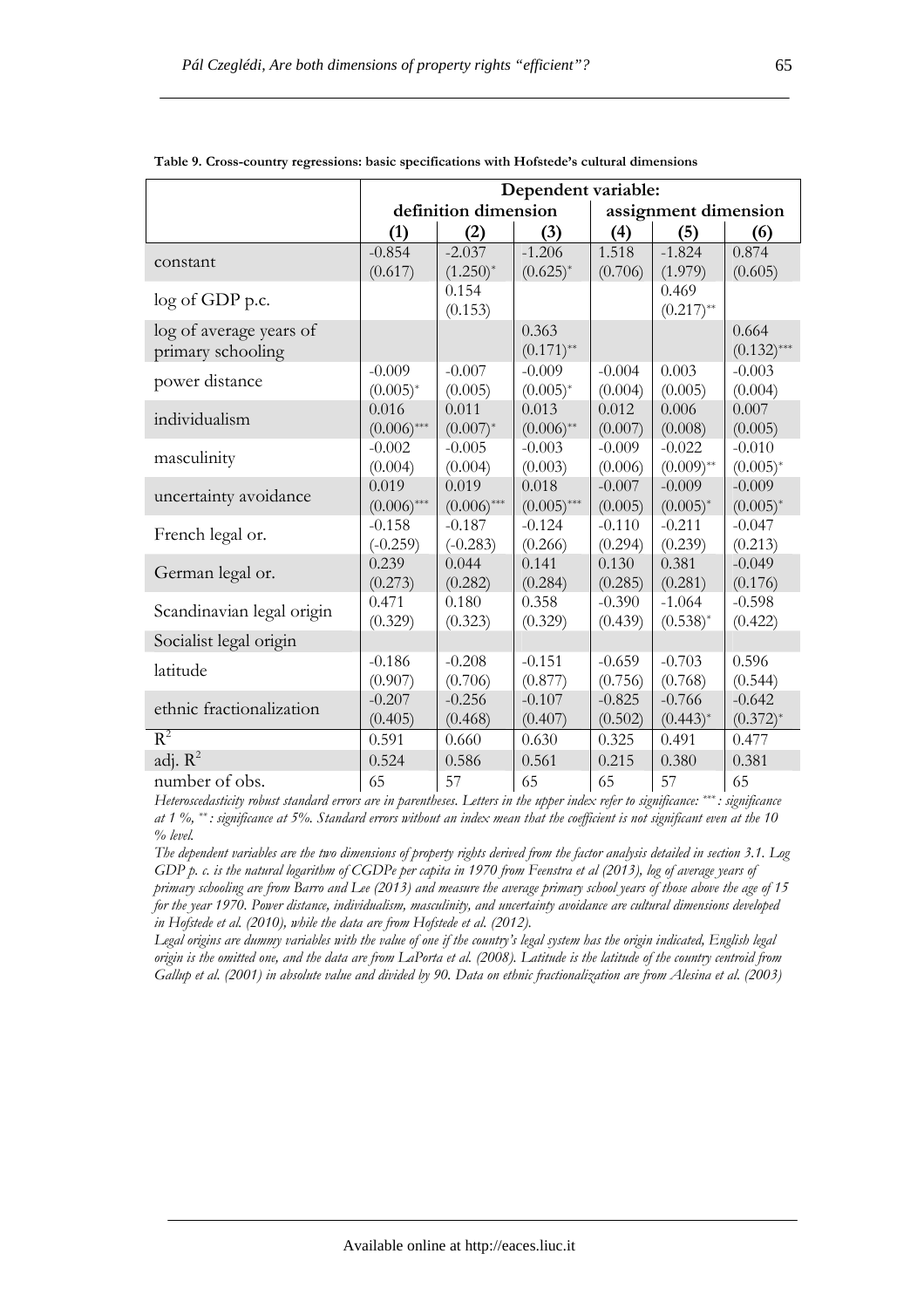**Table 9. Cross-country regressions: basic specifications with Hofstede's cultural dimensions**

| | Dependent variable: | | | | | |
|---|---|---|---|---|---|---|
| | definition dimension | | | assignment dimension | | |
| | (1) | (2) | (3) | (4) | (5) | (6) |
| constant | -0.854 (0.617) | -2.037 (1.250)* | -1.206 (0.625)* | 1.518 (0.706) | -1.824 (1.979) | 0.874 (0.605) |
| log of GDP p.c. | | 0.154 (0.153) | | | 0.469 (0.217)** | |
| log of average years of primary schooling | | | 0.363 (0.171)** | | | 0.664 (0.132)*** |
| power distance | -0.009 (0.005)* | -0.007 (0.005) | -0.009 (0.005)* | -0.004 (0.004) | 0.003 (0.005) | -0.003 (0.004) |
| individualism | 0.016 (0.006)*** | 0.011 (0.007)* | 0.013 (0.006)** | 0.012 (0.007) | 0.006 (0.008) | 0.007 (0.005) |
| masculinity | -0.002 (0.004) | -0.005 (0.004) | -0.003 (0.003) | -0.009 (0.006) | -0.022 (0.009)** | -0.010 (0.005)* |
| uncertainty avoidance | 0.019 (0.006)*** | 0.019 (0.006)*** | 0.018 (0.005)*** | -0.007 (0.005) | -0.009 (0.005)* | -0.009 (0.005)* |
| French legal or. | -0.158 (-0.259) | -0.187 (-0.283) | -0.124 (0.266) | -0.110 (0.294) | -0.211 (0.239) | -0.047 (0.213) |
| German legal or. | 0.239 (0.273) | 0.044 (0.282) | 0.141 (0.284) | 0.130 (0.285) | 0.381 (0.281) | -0.049 (0.176) |
| Scandinavian legal origin | 0.471 (0.329) | 0.180 (0.323) | 0.358 (0.329) | -0.390 (0.439) | -1.064 (0.538)* | -0.598 (0.422) |
| Socialist legal origin | | | | | | |
| latitude | -0.186 (0.907) | -0.208 (0.706) | -0.151 (0.877) | -0.659 (0.756) | -0.703 (0.768) | 0.596 (0.544) |
| ethnic fractionalization | -0.207 (0.405) | -0.256 (0.468) | -0.107 (0.407) | -0.825 (0.502) | -0.766 (0.443)* | -0.642 (0.372)* |
| $R^2$ | 0.591 | 0.660 | 0.630 | 0.325 | 0.491 | 0.477 |
| adj. $R^2$ | 0.524 | 0.586 | 0.561 | 0.215 | 0.380 | 0.381 |
| number of obs. | 65 | 57 | 65 | 65 | 57 | 65 |

*Heteroscedasticity robust standard errors are in parentheses. Letters in the upper index refer to significance: \*\*\* : significance at 1 %, \*\* : significance at 5%. Standard errors without an index mean that the coefficient is not significant even at the 10 % level.*

*The dependent variables are the two dimensions of property rights derived from the factor analysis detailed in section 3.1. Log GDP p. c. is the natural logarithm of CGDPe per capita in 1970 from Feenstra et al (2013), log of average years of primary schooling are from Barro and Lee (2013) and measure the average primary school years of those above the age of 15 for the year 1970. Power distance, individualism, masculinity, and uncertainty avoidance are cultural dimensions developed in Hofstede et al. (2010), while the data are from Hofstede et al. (2012).*

*Legal origins are dummy variables with the value of one if the country's legal system has the origin indicated, English legal origin is the omitted one, and the data are from LaPorta et al. (2008). Latitude is the latitude of the country centroid from Gallup et al. (2001) in absolute value and divided by 90. Data on ethnic fractionalization are from Alesina et al. (2003)*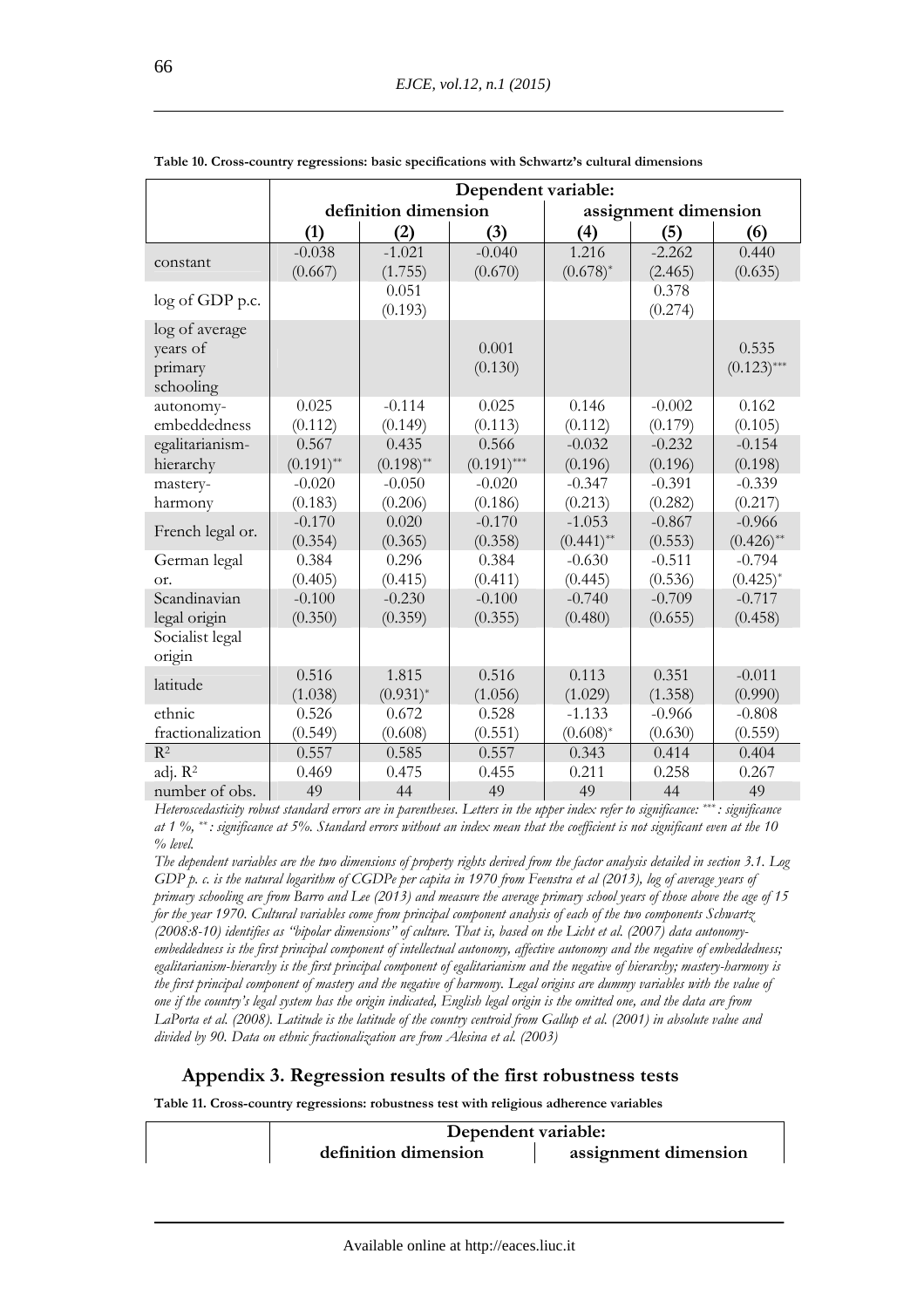**Table 10. Cross-country regressions: basic specifications with Schwartz's cultural dimensions**

| | Dependent variable: | | | | | |
|---|---|---|---|---|---|---|
| | definition dimension | | | assignment dimension | | |
| | (1) | (2) | (3) | (4) | (5) | (6) |
| constant | -0.038 (0.667) | -1.021 (1.755) | -0.040 (0.670) | 1.216 (0.678)* | -2.262 (2.465) | 0.440 (0.635) |
| log of GDP p.c. | | 0.051 (0.193) | | | 0.378 (0.274) | |
| log of average years of primary schooling | | | 0.001 (0.130) | | | 0.535 (0.123)*** |
| autonomy-embeddedness | 0.025 (0.112) | -0.114 (0.149) | 0.025 (0.113) | 0.146 (0.112) | -0.002 (0.179) | 0.162 (0.105) |
| egalitarianism-hierarchy | 0.567 (0.191)** | 0.435 (0.198)** | 0.566 (0.191)*** | -0.032 (0.196) | -0.232 (0.196) | -0.154 (0.198) |
| mastery-harmony | -0.020 (0.183) | -0.050 (0.206) | -0.020 (0.186) | -0.347 (0.213) | -0.391 (0.282) | -0.339 (0.217) |
| French legal or. | -0.170 (0.354) | 0.020 (0.365) | -0.170 (0.358) | -1.053 (0.441)** | -0.867 (0.553) | -0.966 (0.426)** |
| German legal or. | 0.384 (0.405) | 0.296 (0.415) | 0.384 (0.411) | -0.630 (0.445) | -0.511 (0.536) | -0.794 (0.425)* |
| Scandinavian legal origin | -0.100 (0.350) | -0.230 (0.359) | -0.100 (0.355) | -0.740 (0.480) | -0.709 (0.655) | -0.717 (0.458) |
| Socialist legal origin | | | | | | |
| latitude | 0.516 (1.038) | 1.815 (0.931)* | 0.516 (1.056) | 0.113 (1.029) | 0.351 (1.358) | -0.011 (0.990) |
| ethnic fractionalization | 0.526 (0.549) | 0.672 (0.608) | 0.528 (0.551) | -1.133 (0.608)* | -0.966 (0.630) | -0.808 (0.559) |
| $R^2$ | 0.557 | 0.585 | 0.557 | 0.343 | 0.414 | 0.404 |
| adj. $R^2$ | 0.469 | 0.475 | 0.455 | 0.211 | 0.258 | 0.267 |
| number of obs. | 49 | 44 | 49 | 49 | 44 | 49 |

*Heteroscedasticity robust standard errors are in parentheses. Letters in the upper index refer to significance: \*\*\* : significance at 1 %, \*\* : significance at 5%. Standard errors without an index mean that the coefficient is not significant even at the 10 % level.*

*The dependent variables are the two dimensions of property rights derived from the factor analysis detailed in section 3.1. Log GDP p. c. is the natural logarithm of CGDPe per capita in 1970 from Feenstra et al (2013), log of average years of primary schooling are from Barro and Lee (2013) and measure the average primary school years of those above the age of 15 for the year 1970. Cultural variables come from principal component analysis of each of the two components Schwartz (2008:8-10) identifies as "bipolar dimensions" of culture. That is, based on the Licht et al. (2007) data autonomy-embeddedness is the first principal component of intellectual autonomy, affective autonomy and the negative of embeddedness; egalitarianism-hierarchy is the first principal component of egalitarianism and the negative of hierarchy; mastery-harmony is the first principal component of mastery and the negative of harmony. Legal origins are dummy variables with the value of one if the country's legal system has the origin indicated, English legal origin is the omitted one, and the data are from LaPorta et al. (2008). Latitude is the latitude of the country centroid from Gallup et al. (2001) in absolute value and divided by 90. Data on ethnic fractionalization are from Alesina et al. (2003)*

## Appendix 3. Regression results of the first robustness tests

**Table 11. Cross-country regressions: robustness test with religious adherence variables**

| | Dependent variable: | |
|---|---|---|
| | definition dimension | assignment dimension |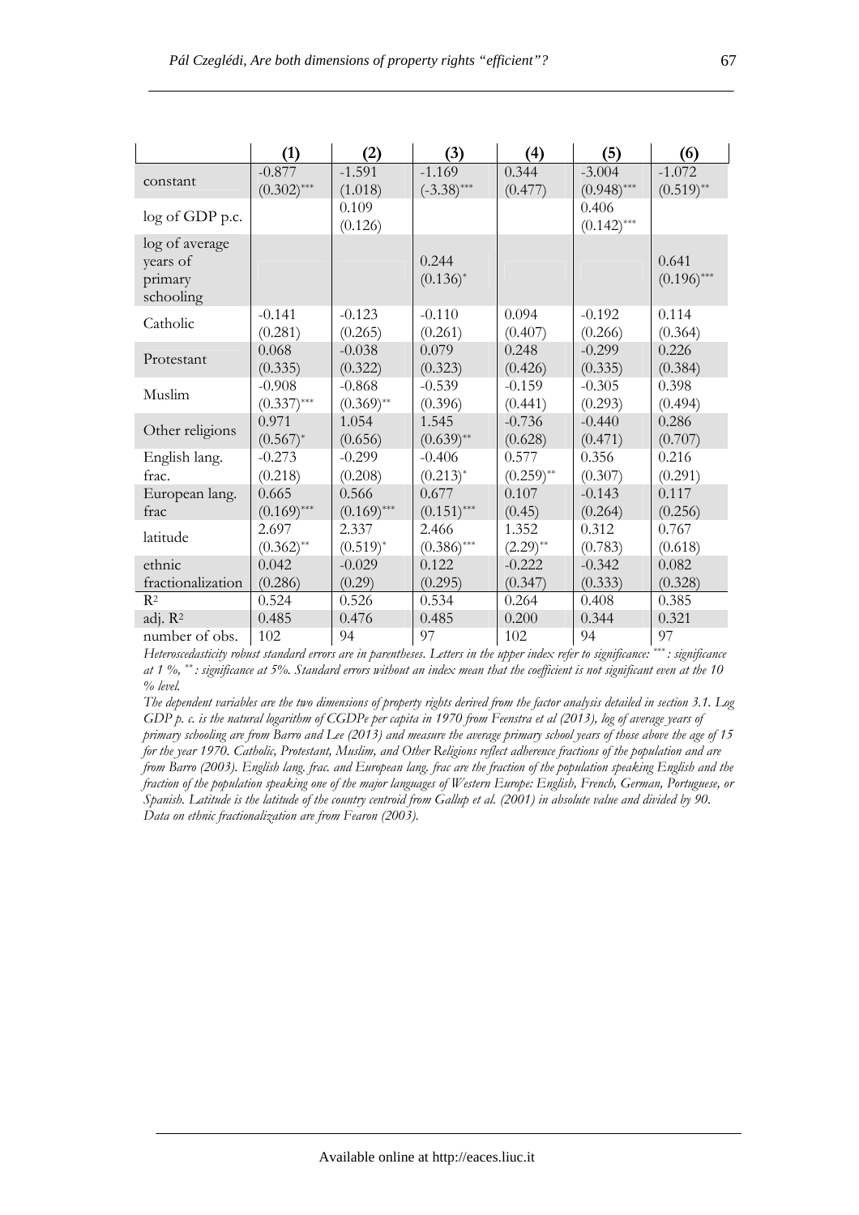| | (1) | (2) | (3) | (4) | (5) | (6) |
|---|---|---|---|---|---|---|
| constant | -0.877 (0.302)*** | -1.591 (1.018) | -1.169 (-3.38)*** | 0.344 (0.477) | -3.004 (0.948)*** | -1.072 (0.519)** |
| log of GDP p.c. | | 0.109 (0.126) | | | 0.406 (0.142)*** | |
| log of average years of primary schooling | | | 0.244 (0.136)* | | | 0.641 (0.196)*** |
| Catholic | -0.141 (0.281) | -0.123 (0.265) | -0.110 (0.261) | 0.094 (0.407) | -0.192 (0.266) | 0.114 (0.364) |
| Protestant | 0.068 (0.335) | -0.038 (0.322) | 0.079 (0.323) | 0.248 (0.426) | -0.299 (0.335) | 0.226 (0.384) |
| Muslim | -0.908 (0.337)*** | -0.868 (0.369)** | -0.539 (0.396) | -0.159 (0.441) | -0.305 (0.293) | 0.398 (0.494) |
| Other religions | 0.971 (0.567)* | 1.054 (0.656) | 1.545 (0.639)** | -0.736 (0.628) | -0.440 (0.471) | 0.286 (0.707) |
| English lang. frac. | -0.273 (0.218) | -0.299 (0.208) | -0.406 (0.213)* | 0.577 (0.259)** | 0.356 (0.307) | 0.216 (0.291) |
| European lang. frac | 0.665 (0.169)*** | 0.566 (0.169)*** | 0.677 (0.151)*** | 0.107 (0.45) | -0.143 (0.264) | 0.117 (0.256) |
| latitude | 2.697 (0.362)** | 2.337 (0.519)* | 2.466 (0.386)*** | 1.352 (2.29)** | 0.312 (0.783) | 0.767 (0.618) |
| ethnic fractionalization | 0.042 (0.286) | -0.029 (0.29) | 0.122 (0.295) | -0.222 (0.347) | -0.342 (0.333) | 0.082 (0.328) |
| $R^2$ | 0.524 | 0.526 | 0.534 | 0.264 | 0.408 | 0.385 |
| adj. $R^2$ | 0.485 | 0.476 | 0.485 | 0.200 | 0.344 | 0.321 |
| number of obs. | 102 | 94 | 97 | 102 | 94 | 97 |

*Heteroscedasticity robust standard errors are in parentheses. Letters in the upper index refer to significance: \*\*\* : significance at 1 %, \*\* : significance at 5%. Standard errors without an index mean that the coefficient is not significant even at the 10 % level.*

*The dependent variables are the two dimensions of property rights derived from the factor analysis detailed in section 3.1. Log GDP p. c. is the natural logarithm of CGDPe per capita in 1970 from Feenstra et al (2013), log of average years of primary schooling are from Barro and Lee (2013) and measure the average primary school years of those above the age of 15 for the year 1970. Catholic, Protestant, Muslim, and Other Religions reflect adherence fractions of the population and are from Barro (2003). English lang. frac. and European lang. frac are the fraction of the population speaking English and the fraction of the population speaking one of the major languages of Western Europe: English, French, German, Portuguese, or Spanish. Latitude is the latitude of the country centroid from Gallup et al. (2001) in absolute value and divided by 90. Data on ethnic fractionalization are from Fearon (2003).*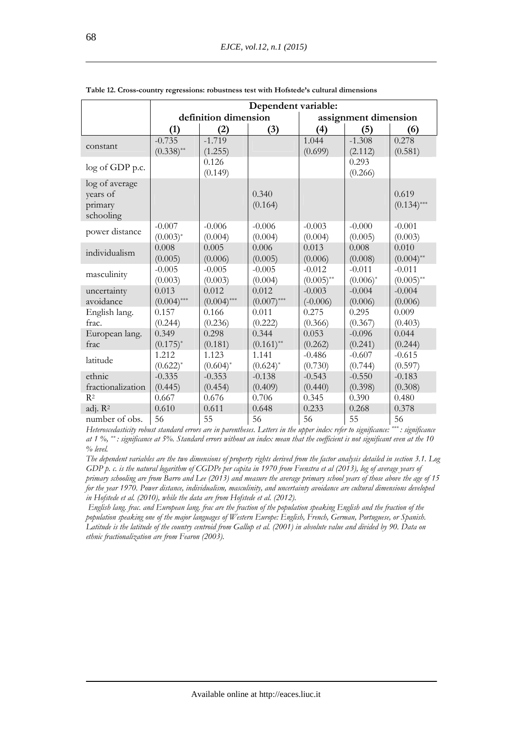**Table 12. Cross-country regressions: robustness test with Hofstede's cultural dimensions**

| | Dependent variable: | | | | | |
|---|---|---|---|---|---|---|
| | definition dimension | | | assignment dimension | | |
| | (1) | (2) | (3) | (4) | (5) | (6) |
| constant | -0.735 (0.338)** | -1.719 (1.255) | | 1.044 (0.699) | -1.308 (2.112) | 0.278 (0.581) |
| log of GDP p.c. | | 0.126 (0.149) | | | 0.293 (0.266) | |
| log of average years of primary schooling | | | 0.340 (0.164) | | | 0.619 (0.134)*** |
| power distance | -0.007 (0.003)* | -0.006 (0.004) | -0.006 (0.004) | -0.003 (0.004) | -0.000 (0.005) | -0.001 (0.003) |
| individualism | 0.008 (0.005) | 0.005 (0.006) | 0.006 (0.005) | 0.013 (0.006) | 0.008 (0.008) | 0.010 (0.004)** |
| masculinity | -0.005 (0.003) | -0.005 (0.003) | -0.005 (0.004) | -0.012 (0.005)** | -0.011 (0.006)* | -0.011 (0.005)** |
| uncertainty avoidance | 0.013 (0.004)*** | 0.012 (0.004)*** | 0.012 (0.007)*** | -0.003 (-0.006) | -0.004 (0.006) | -0.004 (0.006) |
| English lang. frac. | 0.157 (0.244) | 0.166 (0.236) | 0.011 (0.222) | 0.275 (0.366) | 0.295 (0.367) | 0.009 (0.403) |
| European lang. frac | 0.349 (0.175)* | 0.298 (0.181) | 0.344 (0.161)** | 0.053 (0.262) | -0.096 (0.241) | 0.044 (0.244) |
| latitude | 1.212 (0.622)* | 1.123 (0.604)* | 1.141 (0.624)* | -0.486 (0.730) | -0.607 (0.744) | -0.615 (0.597) |
| ethnic fractionalization | -0.335 (0.445) | -0.353 (0.454) | -0.138 (0.409) | -0.543 (0.440) | -0.550 (0.398) | -0.183 (0.308) |
| $R^2$ | 0.667 | 0.676 | 0.706 | 0.345 | 0.390 | 0.480 |
| adj. $R^2$ | 0.610 | 0.611 | 0.648 | 0.233 | 0.268 | 0.378 |
| number of obs. | 56 | 55 | 56 | 56 | 55 | 56 |

*Heteroscedasticity robust standard errors are in parentheses. Letters in the upper index refer to significance: \*\*\* : significance at 1 %, \*\* : significance at 5%. Standard errors without an index mean that the coefficient is not significant even at the 10 % level.*

*The dependent variables are the two dimensions of property rights derived from the factor analysis detailed in section 3.1. Log GDP p. c. is the natural logarithm of CGDPe per capita in 1970 from Feenstra et al (2013), log of average years of primary schooling are from Barro and Lee (2013) and measure the average primary school years of those above the age of 15 for the year 1970. Power distance, individualism, masculinity, and uncertainty avoidance are cultural dimensions developed in Hofstede et al. (2010), while the data are from Hofstede et al. (2012).*

*English lang. frac. and European lang. frac are the fraction of the population speaking English and the fraction of the population speaking one of the major languages of Western Europe: English, French, German, Portuguese, or Spanish. Latitude is the latitude of the country centroid from Gallup et al. (2001) in absolute value and divided by 90. Data on ethnic fractionalization are from Fearon (2003).*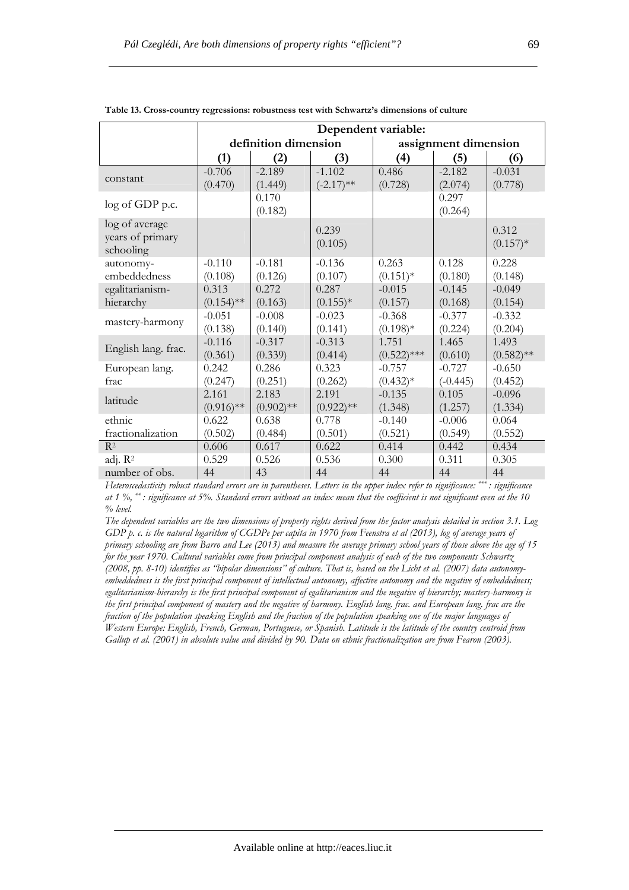**Table 13. Cross-country regressions: robustness test with Schwartz's dimensions of culture**

| | Dependent variable: | | | | | |
|---|---|---|---|---|---|---|
| | definition dimension | | | assignment dimension | | |
| | (1) | (2) | (3) | (4) | (5) | (6) |
| constant | -0.706 (0.470) | -2.189 (1.449) | -1.102 (-2.17)** | 0.486 (0.728) | -2.182 (2.074) | -0.031 (0.778) |
| log of GDP p.c. | | 0.170 (0.182) | | | 0.297 (0.264) | |
| log of average years of primary schooling | | | 0.239 (0.105) | | | 0.312 (0.157)* |
| autonomy-embeddedness | -0.110 (0.108) | -0.181 (0.126) | -0.136 (0.107) | 0.263 (0.151)* | 0.128 (0.180) | 0.228 (0.148) |
| egalitarianism-hierarchy | 0.313 (0.154)** | 0.272 (0.163) | 0.287 (0.155)* | -0.015 (0.157) | -0.145 (0.168) | -0.049 (0.154) |
| mastery-harmony | -0.051 (0.138) | -0.008 (0.140) | -0.023 (0.141) | -0.368 (0.198)* | -0.377 (0.224) | -0.332 (0.204) |
| English lang. frac. | -0.116 (0.361) | -0.317 (0.339) | -0.313 (0.414) | 1.751 (0.522)*** | 1.465 (0.610) | 1.493 (0.582)** |
| European lang. frac | 0.242 (0.247) | 0.286 (0.251) | 0.323 (0.262) | -0.757 (0.432)* | -0.727 (-0.445) | -0.650 (0.452) |
| latitude | 2.161 (0.916)** | 2.183 (0.902)** | 2.191 (0.922)** | -0.135 (1.348) | 0.105 (1.257) | -0.096 (1.334) |
| ethnic fractionalization | 0.622 (0.502) | 0.638 (0.484) | 0.778 (0.501) | -0.140 (0.521) | -0.006 (0.549) | 0.064 (0.552) |
| $R^2$ | 0.606 | 0.617 | 0.622 | 0.414 | 0.442 | 0.434 |
| adj. $R^2$ | 0.529 | 0.526 | 0.536 | 0.300 | 0.311 | 0.305 |
| number of obs. | 44 | 43 | 44 | 44 | 44 | 44 |

*Heteroscedasticity robust standard errors are in parentheses. Letters in the upper index refer to significance: \*\*\* : significance at 1 %, \*\* : significance at 5%. Standard errors without an index mean that the coefficient is not significant even at the 10 % level.*

*The dependent variables are the two dimensions of property rights derived from the factor analysis detailed in section 3.1. Log GDP p. c. is the natural logarithm of CGDPe per capita in 1970 from Feenstra et al (2013), log of average years of primary schooling are from Barro and Lee (2013) and measure the average primary school years of those above the age of 15 for the year 1970. Cultural variables come from principal component analysis of each of the two components Schwartz (2008, pp. 8-10) identifies as "bipolar dimensions" of culture. That is, based on the Licht et al. (2007) data autonomy-embeddedness is the first principal component of intellectual autonomy, affective autonomy and the negative of embeddedness; egalitarianism-hierarchy is the first principal component of egalitarianism and the negative of hierarchy; mastery-harmony is the first principal component of mastery and the negative of harmony. English lang. frac. and European lang. frac are the fraction of the population speaking English and the fraction of the population speaking one of the major languages of Western Europe: English, French, German, Portuguese, or Spanish. Latitude is the latitude of the country centroid from Gallup et al. (2001) in absolute value and divided by 90. Data on ethnic fractionalization are from Fearon (2003).*